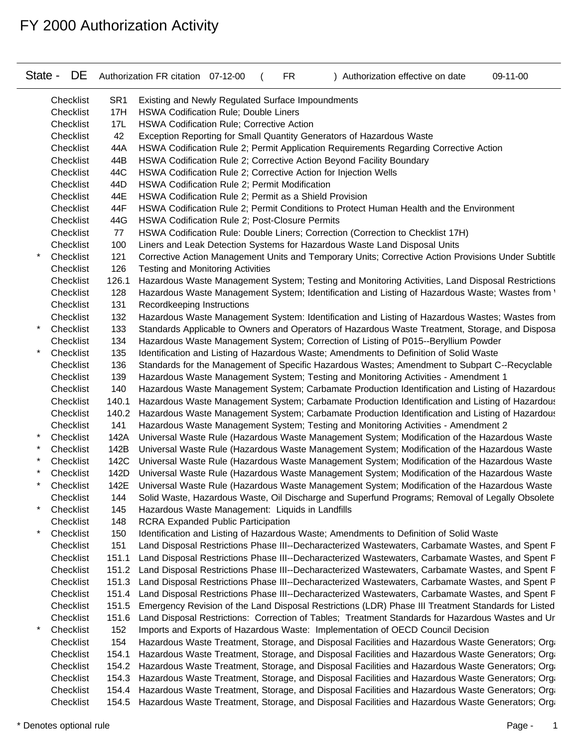# FY 2000 Authorization Activity

State - DE Authorization FR citation 07-12-00 ( FR ) Authorization effective on date 09-11-00

| | | | |
|---|---|---|---|
| | Checklist | SR1 | Existing and Newly Regulated Surface Impoundments |
| | Checklist | 17H | HSWA Codification Rule; Double Liners |
| | Checklist | 17L | HSWA Codification Rule; Corrective Action |
| | Checklist | 42 | Exception Reporting for Small Quantity Generators of Hazardous Waste |
| | Checklist | 44A | HSWA Codification Rule 2; Permit Application Requirements Regarding Corrective Action |
| | Checklist | 44B | HSWA Codification Rule 2; Corrective Action Beyond Facility Boundary |
| | Checklist | 44C | HSWA Codification Rule 2; Corrective Action for Injection Wells |
| | Checklist | 44D | HSWA Codification Rule 2; Permit Modification |
| | Checklist | 44E | HSWA Codification Rule 2; Permit as a Shield Provision |
| | Checklist | 44F | HSWA Codification Rule 2; Permit Conditions to Protect Human Health and the Environment |
| | Checklist | 44G | HSWA Codification Rule 2; Post-Closure Permits |
| | Checklist | 77 | HSWA Codification Rule: Double Liners; Correction (Correction to Checklist 17H) |
| | Checklist | 100 | Liners and Leak Detection Systems for Hazardous Waste Land Disposal Units |
| * | Checklist | 121 | Corrective Action Management Units and Temporary Units; Corrective Action Provisions Under Subtitle |
| | Checklist | 126 | Testing and Monitoring Activities |
| | Checklist | 126.1 | Hazardous Waste Management System; Testing and Monitoring Activities, Land Disposal Restrictions |
| | Checklist | 128 | Hazardous Waste Management System; Identification and Listing of Hazardous Waste; Wastes from |
| | Checklist | 131 | Recordkeeping Instructions |
| | Checklist | 132 | Hazardous Waste Management System: Identification and Listing of Hazardous Wastes; Wastes from |
| * | Checklist | 133 | Standards Applicable to Owners and Operators of Hazardous Waste Treatment, Storage, and Disposa |
| | Checklist | 134 | Hazardous Waste Management System; Correction of Listing of P015--Beryllium Powder |
| * | Checklist | 135 | Identification and Listing of Hazardous Waste; Amendments to Definition of Solid Waste |
| | Checklist | 136 | Standards for the Management of Specific Hazardous Wastes; Amendment to Subpart C--Recyclable |
| | Checklist | 139 | Hazardous Waste Management System; Testing and Monitoring Activities - Amendment 1 |
| | Checklist | 140 | Hazardous Waste Management System; Carbamate Production Identification and Listing of Hazardous |
| | Checklist | 140.1 | Hazardous Waste Management System; Carbamate Production Identification and Listing of Hazardous |
| | Checklist | 140.2 | Hazardous Waste Management System; Carbamate Production Identification and Listing of Hazardous |
| | Checklist | 141 | Hazardous Waste Management System; Testing and Monitoring Activities - Amendment 2 |
| * | Checklist | 142A | Universal Waste Rule (Hazardous Waste Management System; Modification of the Hazardous Waste |
| * | Checklist | 142B | Universal Waste Rule (Hazardous Waste Management System; Modification of the Hazardous Waste |
| * | Checklist | 142C | Universal Waste Rule (Hazardous Waste Management System; Modification of the Hazardous Waste |
| * | Checklist | 142D | Universal Waste Rule (Hazardous Waste Management System; Modification of the Hazardous Waste |
| * | Checklist | 142E | Universal Waste Rule (Hazardous Waste Management System; Modification of the Hazardous Waste |
| | Checklist | 144 | Solid Waste, Hazardous Waste, Oil Discharge and Superfund Programs; Removal of Legally Obsolete |
| * | Checklist | 145 | Hazardous Waste Management: Liquids in Landfills |
| | Checklist | 148 | RCRA Expanded Public Participation |
| * | Checklist | 150 | Identification and Listing of Hazardous Waste; Amendments to Definition of Solid Waste |
| | Checklist | 151 | Land Disposal Restrictions Phase III--Decharacterized Wastewaters, Carbamate Wastes, and Spent P |
| | Checklist | 151.1 | Land Disposal Restrictions Phase III--Decharacterized Wastewaters, Carbamate Wastes, and Spent P |
| | Checklist | 151.2 | Land Disposal Restrictions Phase III--Decharacterized Wastewaters, Carbamate Wastes, and Spent P |
| | Checklist | 151.3 | Land Disposal Restrictions Phase III--Decharacterized Wastewaters, Carbamate Wastes, and Spent P |
| | Checklist | 151.4 | Land Disposal Restrictions Phase III--Decharacterized Wastewaters, Carbamate Wastes, and Spent P |
| | Checklist | 151.5 | Emergency Revision of the Land Disposal Restrictions (LDR) Phase III Treatment Standards for Listed |
| | Checklist | 151.6 | Land Disposal Restrictions: Correction of Tables; Treatment Standards for Hazardous Wastes and Ur |
| * | Checklist | 152 | Imports and Exports of Hazardous Waste: Implementation of OECD Council Decision |
| | Checklist | 154 | Hazardous Waste Treatment, Storage, and Disposal Facilities and Hazardous Waste Generators; Orga |
| | Checklist | 154.1 | Hazardous Waste Treatment, Storage, and Disposal Facilities and Hazardous Waste Generators; Orga |
| | Checklist | 154.2 | Hazardous Waste Treatment, Storage, and Disposal Facilities and Hazardous Waste Generators; Orga |
| | Checklist | 154.3 | Hazardous Waste Treatment, Storage, and Disposal Facilities and Hazardous Waste Generators; Orga |
| | Checklist | 154.4 | Hazardous Waste Treatment, Storage, and Disposal Facilities and Hazardous Waste Generators; Orga |
| | Checklist | 154.5 | Hazardous Waste Treatment, Storage, and Disposal Facilities and Hazardous Waste Generators; Orga |

* Denotes optional rule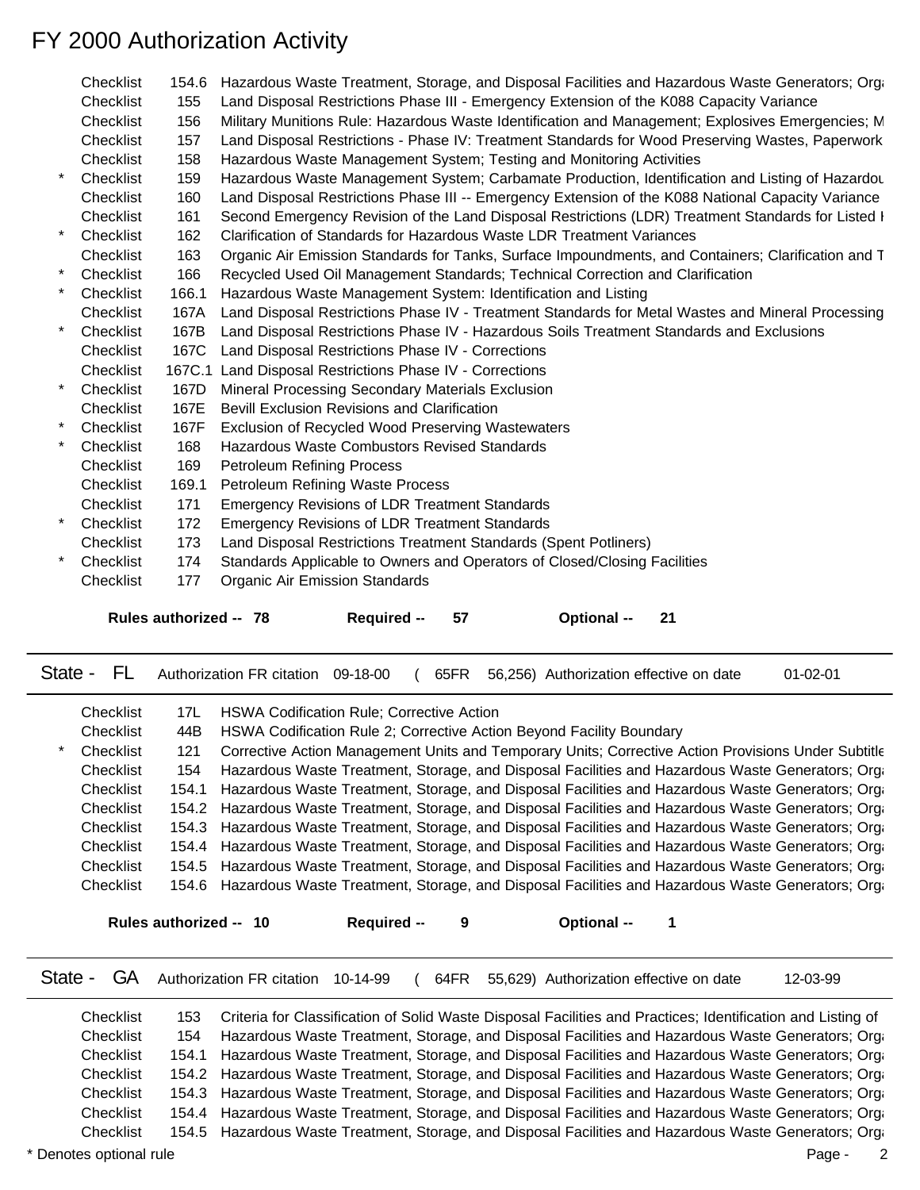# FY 2000 Authorization Activity

| | | | |
|---|---|---|---|
| | Checklist | 154.6 | Hazardous Waste Treatment, Storage, and Disposal Facilities and Hazardous Waste Generators; Orga |
| | Checklist | 155 | Land Disposal Restrictions Phase III - Emergency Extension of the K088 Capacity Variance |
| | Checklist | 156 | Military Munitions Rule: Hazardous Waste Identification and Management; Explosives Emergencies; M |
| | Checklist | 157 | Land Disposal Restrictions - Phase IV: Treatment Standards for Wood Preserving Wastes, Paperwork |
| | Checklist | 158 | Hazardous Waste Management System; Testing and Monitoring Activities |
| * | Checklist | 159 | Hazardous Waste Management System; Carbamate Production, Identification and Listing of Hazardou |
| | Checklist | 160 | Land Disposal Restrictions Phase III -- Emergency Extension of the K088 National Capacity Variance |
| | Checklist | 161 | Second Emergency Revision of the Land Disposal Restrictions (LDR) Treatment Standards for Listed H |
| * | Checklist | 162 | Clarification of Standards for Hazardous Waste LDR Treatment Variances |
| | Checklist | 163 | Organic Air Emission Standards for Tanks, Surface Impoundments, and Containers; Clarification and T |
| * | Checklist | 166 | Recycled Used Oil Management Standards; Technical Correction and Clarification |
| * | Checklist | 166.1 | Hazardous Waste Management System: Identification and Listing |
| | Checklist | 167A | Land Disposal Restrictions Phase IV - Treatment Standards for Metal Wastes and Mineral Processing |
| * | Checklist | 167B | Land Disposal Restrictions Phase IV - Hazardous Soils Treatment Standards and Exclusions |
| | Checklist | 167C | Land Disposal Restrictions Phase IV - Corrections |
| | Checklist | 167C.1 | Land Disposal Restrictions Phase IV - Corrections |
| * | Checklist | 167D | Mineral Processing Secondary Materials Exclusion |
| | Checklist | 167E | Bevill Exclusion Revisions and Clarification |
| * | Checklist | 167F | Exclusion of Recycled Wood Preserving Wastewaters |
| * | Checklist | 168 | Hazardous Waste Combustors Revised Standards |
| | Checklist | 169 | Petroleum Refining Process |
| | Checklist | 169.1 | Petroleum Refining Waste Process |
| | Checklist | 171 | Emergency Revisions of LDR Treatment Standards |
| * | Checklist | 172 | Emergency Revisions of LDR Treatment Standards |
| | Checklist | 173 | Land Disposal Restrictions Treatment Standards (Spent Potliners) |
| * | Checklist | 174 | Standards Applicable to Owners and Operators of Closed/Closing Facilities |
| | Checklist | 177 | Organic Air Emission Standards |

**Rules authorized -- 78** **Required -- 57** **Optional -- 21**

## State - FL Authorization FR citation 09-18-00 ( 65FR 56,256) Authorization effective on date 01-02-01

| | | | |
|---|---|---|---|
| | Checklist | 17L | HSWA Codification Rule; Corrective Action |
| | Checklist | 44B | HSWA Codification Rule 2; Corrective Action Beyond Facility Boundary |
| * | Checklist | 121 | Corrective Action Management Units and Temporary Units; Corrective Action Provisions Under Subtitle |
| | Checklist | 154 | Hazardous Waste Treatment, Storage, and Disposal Facilities and Hazardous Waste Generators; Orga |
| | Checklist | 154.1 | Hazardous Waste Treatment, Storage, and Disposal Facilities and Hazardous Waste Generators; Orga |
| | Checklist | 154.2 | Hazardous Waste Treatment, Storage, and Disposal Facilities and Hazardous Waste Generators; Orga |
| | Checklist | 154.3 | Hazardous Waste Treatment, Storage, and Disposal Facilities and Hazardous Waste Generators; Orga |
| | Checklist | 154.4 | Hazardous Waste Treatment, Storage, and Disposal Facilities and Hazardous Waste Generators; Orga |
| | Checklist | 154.5 | Hazardous Waste Treatment, Storage, and Disposal Facilities and Hazardous Waste Generators; Orga |
| | Checklist | 154.6 | Hazardous Waste Treatment, Storage, and Disposal Facilities and Hazardous Waste Generators; Orga |

**Rules authorized -- 10** **Required -- 9** **Optional -- 1**

## State - GA Authorization FR citation 10-14-99 ( 64FR 55,629) Authorization effective on date 12-03-99

| | | | |
|---|---|---|---|
| | Checklist | 153 | Criteria for Classification of Solid Waste Disposal Facilities and Practices; Identification and Listing of |
| | Checklist | 154 | Hazardous Waste Treatment, Storage, and Disposal Facilities and Hazardous Waste Generators; Orga |
| | Checklist | 154.1 | Hazardous Waste Treatment, Storage, and Disposal Facilities and Hazardous Waste Generators; Orga |
| | Checklist | 154.2 | Hazardous Waste Treatment, Storage, and Disposal Facilities and Hazardous Waste Generators; Orga |
| | Checklist | 154.3 | Hazardous Waste Treatment, Storage, and Disposal Facilities and Hazardous Waste Generators; Orga |
| | Checklist | 154.4 | Hazardous Waste Treatment, Storage, and Disposal Facilities and Hazardous Waste Generators; Orga |
| | Checklist | 154.5 | Hazardous Waste Treatment, Storage, and Disposal Facilities and Hazardous Waste Generators; Orga |

* Denotes optional rule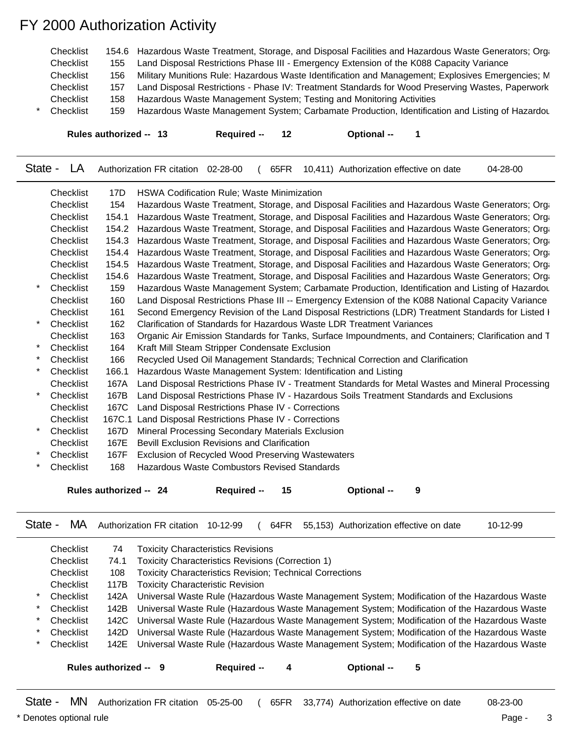# FY 2000 Authorization Activity

| | | | |
|---|---|---|---|
| | Checklist | 154.6 | Hazardous Waste Treatment, Storage, and Disposal Facilities and Hazardous Waste Generators; Orga |
| | Checklist | 155 | Land Disposal Restrictions Phase III - Emergency Extension of the K088 Capacity Variance |
| | Checklist | 156 | Military Munitions Rule: Hazardous Waste Identification and Management; Explosives Emergencies; M |
| | Checklist | 157 | Land Disposal Restrictions - Phase IV: Treatment Standards for Wood Preserving Wastes, Paperwork |
| | Checklist | 158 | Hazardous Waste Management System; Testing and Monitoring Activities |
| * | Checklist | 159 | Hazardous Waste Management System; Carbamate Production, Identification and Listing of Hazardou |

**Rules authorized -- 13** **Required -- 12** **Optional -- 1**

---

State - LA Authorization FR citation 02-28-00 ( 65FR 10,411) Authorization effective on date 04-28-00

| | | | |
|---|---|---|---|
| | Checklist | 17D | HSWA Codification Rule; Waste Minimization |
| | Checklist | 154 | Hazardous Waste Treatment, Storage, and Disposal Facilities and Hazardous Waste Generators; Orga |
| | Checklist | 154.1 | Hazardous Waste Treatment, Storage, and Disposal Facilities and Hazardous Waste Generators; Orga |
| | Checklist | 154.2 | Hazardous Waste Treatment, Storage, and Disposal Facilities and Hazardous Waste Generators; Orga |
| | Checklist | 154.3 | Hazardous Waste Treatment, Storage, and Disposal Facilities and Hazardous Waste Generators; Orga |
| | Checklist | 154.4 | Hazardous Waste Treatment, Storage, and Disposal Facilities and Hazardous Waste Generators; Orga |
| | Checklist | 154.5 | Hazardous Waste Treatment, Storage, and Disposal Facilities and Hazardous Waste Generators; Orga |
| | Checklist | 154.6 | Hazardous Waste Treatment, Storage, and Disposal Facilities and Hazardous Waste Generators; Orga |
| * | Checklist | 159 | Hazardous Waste Management System; Carbamate Production, Identification and Listing of Hazardou |
| | Checklist | 160 | Land Disposal Restrictions Phase III -- Emergency Extension of the K088 National Capacity Variance |
| | Checklist | 161 | Second Emergency Revision of the Land Disposal Restrictions (LDR) Treatment Standards for Listed H |
| * | Checklist | 162 | Clarification of Standards for Hazardous Waste LDR Treatment Variances |
| | Checklist | 163 | Organic Air Emission Standards for Tanks, Surface Impoundments, and Containers; Clarification and T |
| * | Checklist | 164 | Kraft Mill Steam Stripper Condensate Exclusion |
| * | Checklist | 166 | Recycled Used Oil Management Standards; Technical Correction and Clarification |
| * | Checklist | 166.1 | Hazardous Waste Management System: Identification and Listing |
| | Checklist | 167A | Land Disposal Restrictions Phase IV - Treatment Standards for Metal Wastes and Mineral Processing |
| * | Checklist | 167B | Land Disposal Restrictions Phase IV - Hazardous Soils Treatment Standards and Exclusions |
| | Checklist | 167C | Land Disposal Restrictions Phase IV - Corrections |
| | Checklist | 167C.1 | Land Disposal Restrictions Phase IV - Corrections |
| * | Checklist | 167D | Mineral Processing Secondary Materials Exclusion |
| | Checklist | 167E | Bevill Exclusion Revisions and Clarification |
| * | Checklist | 167F | Exclusion of Recycled Wood Preserving Wastewaters |
| * | Checklist | 168 | Hazardous Waste Combustors Revised Standards |

**Rules authorized -- 24** **Required -- 15** **Optional -- 9**

---

State - MA Authorization FR citation 10-12-99 ( 64FR 55,153) Authorization effective on date 10-12-99

| | | | |
|---|---|---|---|
| | Checklist | 74 | Toxicity Characteristics Revisions |
| | Checklist | 74.1 | Toxicity Characteristics Revisions (Correction 1) |
| | Checklist | 108 | Toxicity Characteristics Revision; Technical Corrections |
| | Checklist | 117B | Toxicity Characteristic Revision |
| * | Checklist | 142A | Universal Waste Rule (Hazardous Waste Management System; Modification of the Hazardous Waste |
| * | Checklist | 142B | Universal Waste Rule (Hazardous Waste Management System; Modification of the Hazardous Waste |
| * | Checklist | 142C | Universal Waste Rule (Hazardous Waste Management System; Modification of the Hazardous Waste |
| * | Checklist | 142D | Universal Waste Rule (Hazardous Waste Management System; Modification of the Hazardous Waste |
| * | Checklist | 142E | Universal Waste Rule (Hazardous Waste Management System; Modification of the Hazardous Waste |

**Rules authorized -- 9** **Required -- 4** **Optional -- 5**

---

State - MN Authorization FR citation 05-25-00 ( 65FR 33,774) Authorization effective on date 08-23-00

\* Denotes optional rule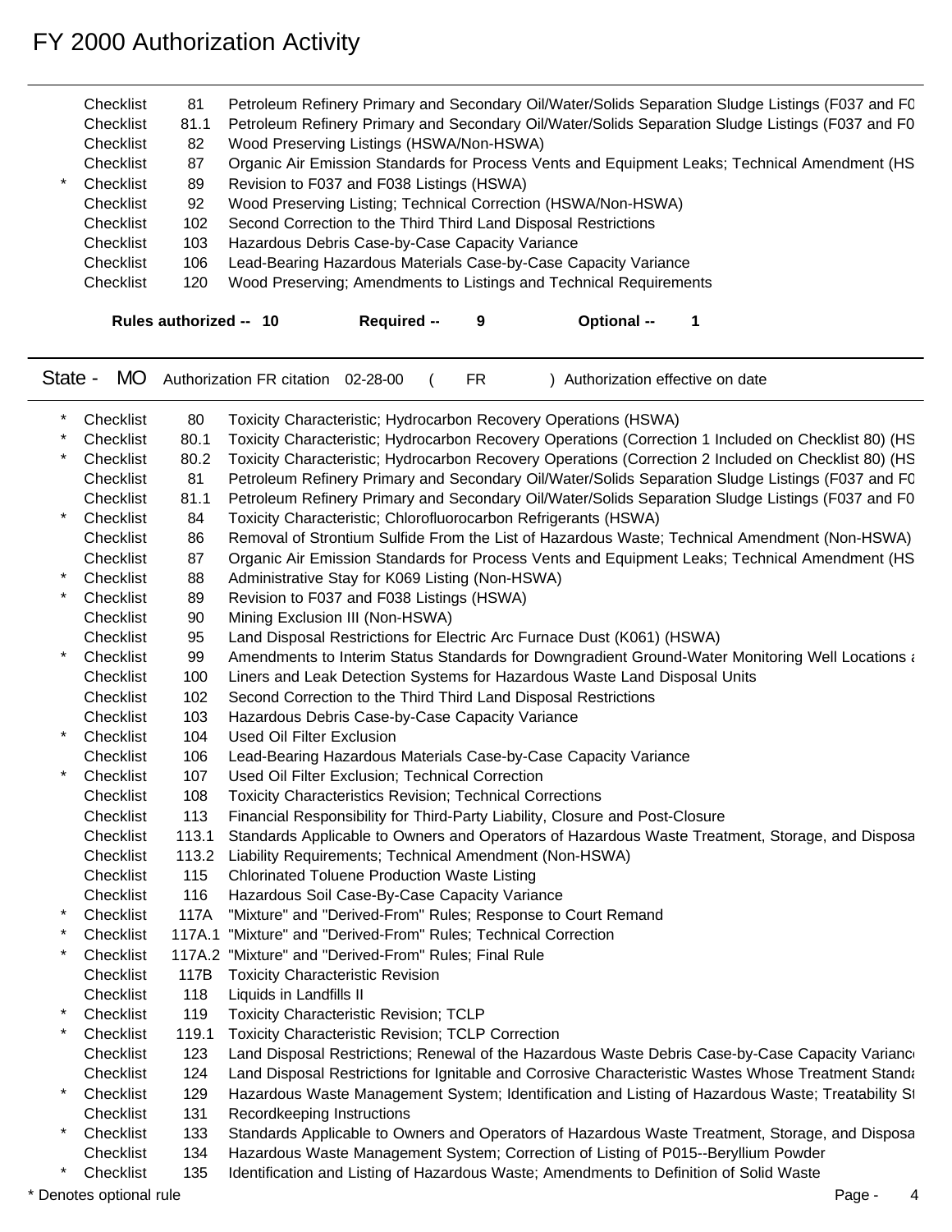# FY 2000 Authorization Activity

| | | | |
|---|---|---|---|
| | Checklist | 81 | Petroleum Refinery Primary and Secondary Oil/Water/Solids Separation Sludge Listings (F037 and F0 |
| | Checklist | 81.1 | Petroleum Refinery Primary and Secondary Oil/Water/Solids Separation Sludge Listings (F037 and F0 |
| | Checklist | 82 | Wood Preserving Listings (HSWA/Non-HSWA) |
| | Checklist | 87 | Organic Air Emission Standards for Process Vents and Equipment Leaks; Technical Amendment (HS |
| * | Checklist | 89 | Revision to F037 and F038 Listings (HSWA) |
| | Checklist | 92 | Wood Preserving Listing; Technical Correction (HSWA/Non-HSWA) |
| | Checklist | 102 | Second Correction to the Third Third Land Disposal Restrictions |
| | Checklist | 103 | Hazardous Debris Case-by-Case Capacity Variance |
| | Checklist | 106 | Lead-Bearing Hazardous Materials Case-by-Case Capacity Variance |
| | Checklist | 120 | Wood Preserving; Amendments to Listings and Technical Requirements |

**Rules authorized -- 10** **Required -- 9** **Optional -- 1**

State - MO Authorization FR citation 02-28-00 ( FR ) Authorization effective on date

| | | | |
|---|---|---|---|
| * | Checklist | 80 | Toxicity Characteristic; Hydrocarbon Recovery Operations (HSWA) |
| * | Checklist | 80.1 | Toxicity Characteristic; Hydrocarbon Recovery Operations (Correction 1 Included on Checklist 80) (HS |
| * | Checklist | 80.2 | Toxicity Characteristic; Hydrocarbon Recovery Operations (Correction 2 Included on Checklist 80) (HS |
| | Checklist | 81 | Petroleum Refinery Primary and Secondary Oil/Water/Solids Separation Sludge Listings (F037 and F0 |
| | Checklist | 81.1 | Petroleum Refinery Primary and Secondary Oil/Water/Solids Separation Sludge Listings (F037 and F0 |
| * | Checklist | 84 | Toxicity Characteristic; Chlorofluorocarbon Refrigerants (HSWA) |
| | Checklist | 86 | Removal of Strontium Sulfide From the List of Hazardous Waste; Technical Amendment (Non-HSWA) |
| | Checklist | 87 | Organic Air Emission Standards for Process Vents and Equipment Leaks; Technical Amendment (HS |
| * | Checklist | 88 | Administrative Stay for K069 Listing (Non-HSWA) |
| * | Checklist | 89 | Revision to F037 and F038 Listings (HSWA) |
| | Checklist | 90 | Mining Exclusion III (Non-HSWA) |
| | Checklist | 95 | Land Disposal Restrictions for Electric Arc Furnace Dust (K061) (HSWA) |
| * | Checklist | 99 | Amendments to Interim Status Standards for Downgradient Ground-Water Monitoring Well Locations a |
| | Checklist | 100 | Liners and Leak Detection Systems for Hazardous Waste Land Disposal Units |
| | Checklist | 102 | Second Correction to the Third Third Land Disposal Restrictions |
| | Checklist | 103 | Hazardous Debris Case-by-Case Capacity Variance |
| * | Checklist | 104 | Used Oil Filter Exclusion |
| | Checklist | 106 | Lead-Bearing Hazardous Materials Case-by-Case Capacity Variance |
| * | Checklist | 107 | Used Oil Filter Exclusion; Technical Correction |
| | Checklist | 108 | Toxicity Characteristics Revision; Technical Corrections |
| | Checklist | 113 | Financial Responsibility for Third-Party Liability, Closure and Post-Closure |
| | Checklist | 113.1 | Standards Applicable to Owners and Operators of Hazardous Waste Treatment, Storage, and Disposa |
| | Checklist | 113.2 | Liability Requirements; Technical Amendment (Non-HSWA) |
| | Checklist | 115 | Chlorinated Toluene Production Waste Listing |
| | Checklist | 116 | Hazardous Soil Case-By-Case Capacity Variance |
| * | Checklist | 117A | "Mixture" and "Derived-From" Rules; Response to Court Remand |
| * | Checklist | 117A.1 | "Mixture" and "Derived-From" Rules; Technical Correction |
| * | Checklist | 117A.2 | "Mixture" and "Derived-From" Rules; Final Rule |
| | Checklist | 117B | Toxicity Characteristic Revision |
| | Checklist | 118 | Liquids in Landfills II |
| * | Checklist | 119 | Toxicity Characteristic Revision; TCLP |
| * | Checklist | 119.1 | Toxicity Characteristic Revision; TCLP Correction |
| | Checklist | 123 | Land Disposal Restrictions; Renewal of the Hazardous Waste Debris Case-by-Case Capacity Varianc |
| | Checklist | 124 | Land Disposal Restrictions for Ignitable and Corrosive Characteristic Wastes Whose Treatment Standa |
| * | Checklist | 129 | Hazardous Waste Management System; Identification and Listing of Hazardous Waste; Treatability St |
| | Checklist | 131 | Recordkeeping Instructions |
| * | Checklist | 133 | Standards Applicable to Owners and Operators of Hazardous Waste Treatment, Storage, and Disposa |
| | Checklist | 134 | Hazardous Waste Management System; Correction of Listing of P015--Beryllium Powder |
| * | Checklist | 135 | Identification and Listing of Hazardous Waste; Amendments to Definition of Solid Waste |

\* Denotes optional rule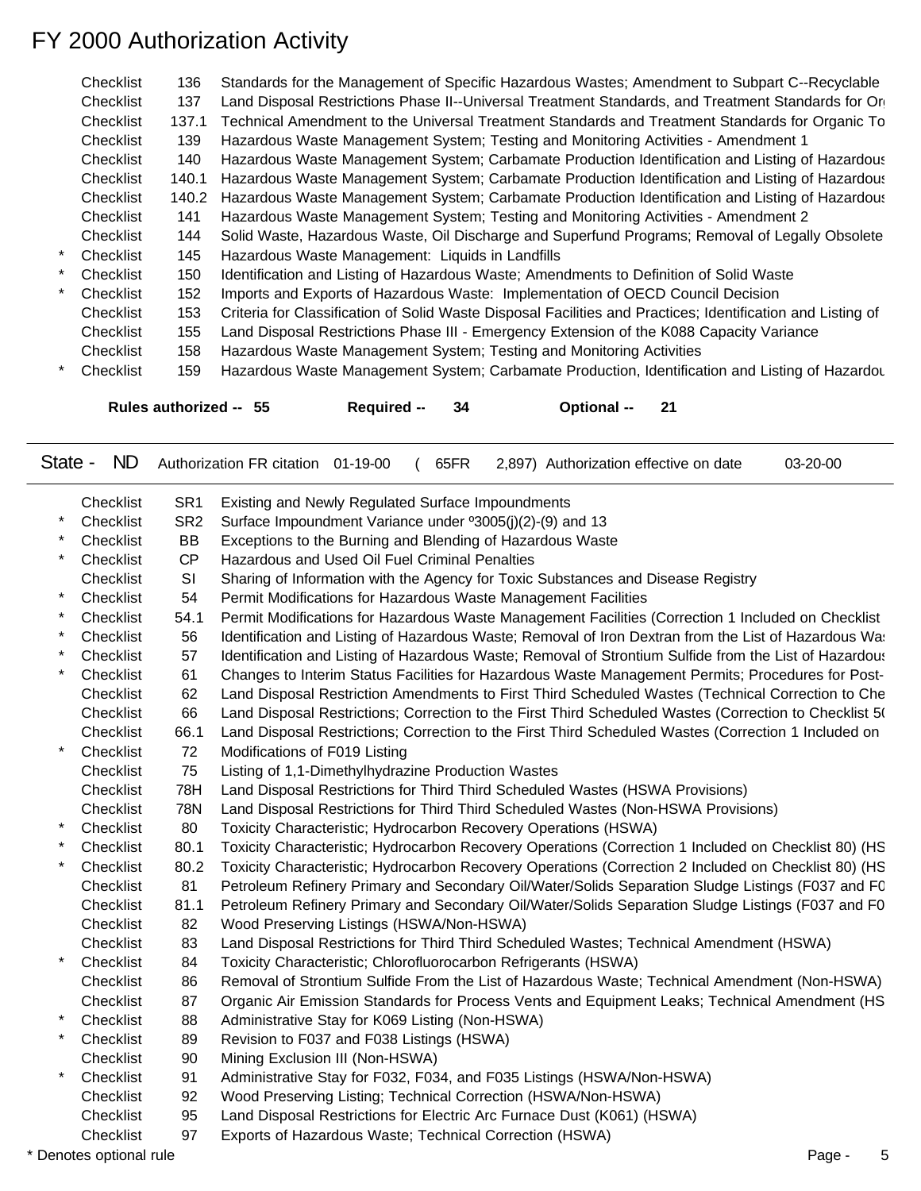# FY 2000 Authorization Activity

| | | | |
|---|---|---|---|
| | Checklist | 136 | Standards for the Management of Specific Hazardous Wastes; Amendment to Subpart C--Recyclable |
| | Checklist | 137 | Land Disposal Restrictions Phase II--Universal Treatment Standards, and Treatment Standards for Or |
| | Checklist | 137.1 | Technical Amendment to the Universal Treatment Standards and Treatment Standards for Organic To |
| | Checklist | 139 | Hazardous Waste Management System; Testing and Monitoring Activities - Amendment 1 |
| | Checklist | 140 | Hazardous Waste Management System; Carbamate Production Identification and Listing of Hazardous |
| | Checklist | 140.1 | Hazardous Waste Management System; Carbamate Production Identification and Listing of Hazardous |
| | Checklist | 140.2 | Hazardous Waste Management System; Carbamate Production Identification and Listing of Hazardous |
| | Checklist | 141 | Hazardous Waste Management System; Testing and Monitoring Activities - Amendment 2 |
| | Checklist | 144 | Solid Waste, Hazardous Waste, Oil Discharge and Superfund Programs; Removal of Legally Obsolete |
| * | Checklist | 145 | Hazardous Waste Management: Liquids in Landfills |
| * | Checklist | 150 | Identification and Listing of Hazardous Waste; Amendments to Definition of Solid Waste |
| * | Checklist | 152 | Imports and Exports of Hazardous Waste: Implementation of OECD Council Decision |
| | Checklist | 153 | Criteria for Classification of Solid Waste Disposal Facilities and Practices; Identification and Listing of |
| | Checklist | 155 | Land Disposal Restrictions Phase III - Emergency Extension of the K088 Capacity Variance |
| | Checklist | 158 | Hazardous Waste Management System; Testing and Monitoring Activities |
| * | Checklist | 159 | Hazardous Waste Management System; Carbamate Production, Identification and Listing of Hazardou |

**Rules authorized -- 55** **Required -- 34** **Optional -- 21**

State - ND Authorization FR citation 01-19-00 ( 65FR 2,897) Authorization effective on date 03-20-00

| | | | |
|---|---|---|---|
| | Checklist | SR1 | Existing and Newly Regulated Surface Impoundments |
| * | Checklist | SR2 | Surface Impoundment Variance under º3005(j)(2)-(9) and 13 |
| * | Checklist | BB | Exceptions to the Burning and Blending of Hazardous Waste |
| * | Checklist | CP | Hazardous and Used Oil Fuel Criminal Penalties |
| | Checklist | SI | Sharing of Information with the Agency for Toxic Substances and Disease Registry |
| * | Checklist | 54 | Permit Modifications for Hazardous Waste Management Facilities |
| * | Checklist | 54.1 | Permit Modifications for Hazardous Waste Management Facilities (Correction 1 Included on Checklist |
| * | Checklist | 56 | Identification and Listing of Hazardous Waste; Removal of Iron Dextran from the List of Hazardous Wa |
| * | Checklist | 57 | Identification and Listing of Hazardous Waste; Removal of Strontium Sulfide from the List of Hazardous |
| * | Checklist | 61 | Changes to Interim Status Facilities for Hazardous Waste Management Permits; Procedures for Post- |
| | Checklist | 62 | Land Disposal Restriction Amendments to First Third Scheduled Wastes (Technical Correction to Che |
| | Checklist | 66 | Land Disposal Restrictions; Correction to the First Third Scheduled Wastes (Correction to Checklist 50 |
| | Checklist | 66.1 | Land Disposal Restrictions; Correction to the First Third Scheduled Wastes (Correction 1 Included on |
| * | Checklist | 72 | Modifications of F019 Listing |
| | Checklist | 75 | Listing of 1,1-Dimethylhydrazine Production Wastes |
| | Checklist | 78H | Land Disposal Restrictions for Third Third Scheduled Wastes (HSWA Provisions) |
| | Checklist | 78N | Land Disposal Restrictions for Third Third Scheduled Wastes (Non-HSWA Provisions) |
| * | Checklist | 80 | Toxicity Characteristic; Hydrocarbon Recovery Operations (HSWA) |
| * | Checklist | 80.1 | Toxicity Characteristic; Hydrocarbon Recovery Operations (Correction 1 Included on Checklist 80) (HS |
| * | Checklist | 80.2 | Toxicity Characteristic; Hydrocarbon Recovery Operations (Correction 2 Included on Checklist 80) (HS |
| | Checklist | 81 | Petroleum Refinery Primary and Secondary Oil/Water/Solids Separation Sludge Listings (F037 and F0 |
| | Checklist | 81.1 | Petroleum Refinery Primary and Secondary Oil/Water/Solids Separation Sludge Listings (F037 and F0 |
| | Checklist | 82 | Wood Preserving Listings (HSWA/Non-HSWA) |
| | Checklist | 83 | Land Disposal Restrictions for Third Third Scheduled Wastes; Technical Amendment (HSWA) |
| * | Checklist | 84 | Toxicity Characteristic; Chlorofluorocarbon Refrigerants (HSWA) |
| | Checklist | 86 | Removal of Strontium Sulfide From the List of Hazardous Waste; Technical Amendment (Non-HSWA) |
| | Checklist | 87 | Organic Air Emission Standards for Process Vents and Equipment Leaks; Technical Amendment (HS |
| * | Checklist | 88 | Administrative Stay for K069 Listing (Non-HSWA) |
| * | Checklist | 89 | Revision to F037 and F038 Listings (HSWA) |
| | Checklist | 90 | Mining Exclusion III (Non-HSWA) |
| * | Checklist | 91 | Administrative Stay for F032, F034, and F035 Listings (HSWA/Non-HSWA) |
| | Checklist | 92 | Wood Preserving Listing; Technical Correction (HSWA/Non-HSWA) |
| | Checklist | 95 | Land Disposal Restrictions for Electric Arc Furnace Dust (K061) (HSWA) |
| | Checklist | 97 | Exports of Hazardous Waste; Technical Correction (HSWA) |

\* Denotes optional rule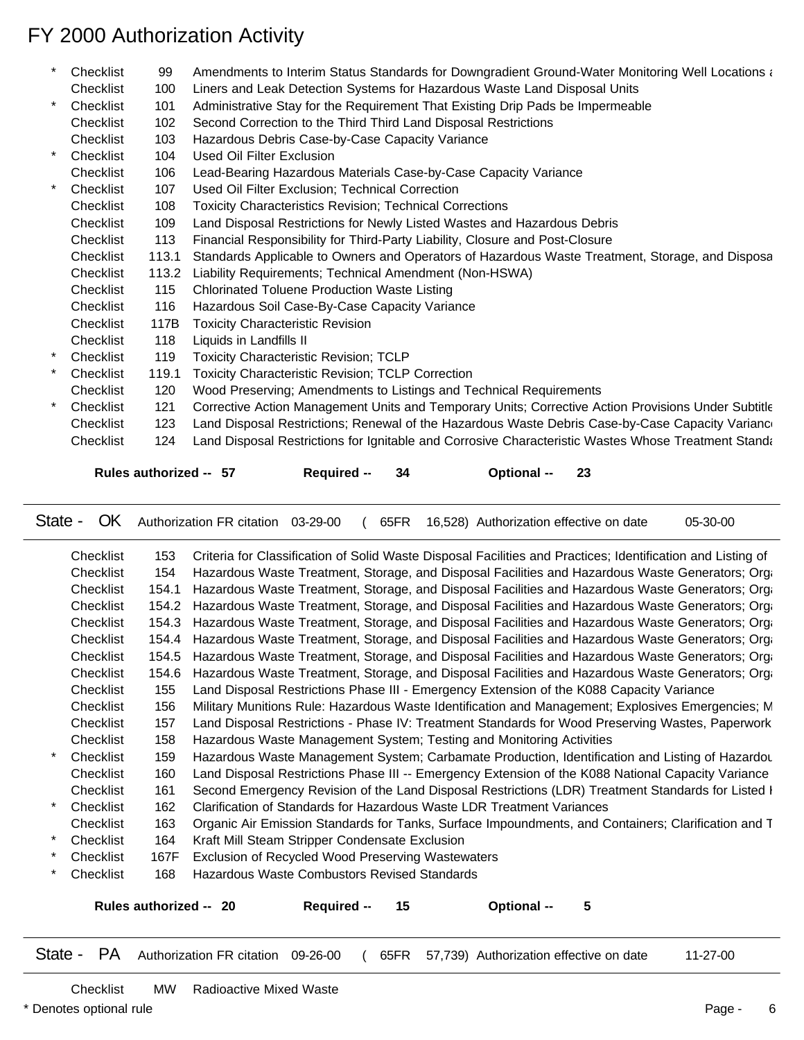# FY 2000 Authorization Activity

| | | | |
|---|---|---|---|
| * | Checklist | 99 | Amendments to Interim Status Standards for Downgradient Ground-Water Monitoring Well Locations a |
| | Checklist | 100 | Liners and Leak Detection Systems for Hazardous Waste Land Disposal Units |
| * | Checklist | 101 | Administrative Stay for the Requirement That Existing Drip Pads be Impermeable |
| | Checklist | 102 | Second Correction to the Third Third Land Disposal Restrictions |
| | Checklist | 103 | Hazardous Debris Case-by-Case Capacity Variance |
| * | Checklist | 104 | Used Oil Filter Exclusion |
| | Checklist | 106 | Lead-Bearing Hazardous Materials Case-by-Case Capacity Variance |
| * | Checklist | 107 | Used Oil Filter Exclusion; Technical Correction |
| | Checklist | 108 | Toxicity Characteristics Revision; Technical Corrections |
| | Checklist | 109 | Land Disposal Restrictions for Newly Listed Wastes and Hazardous Debris |
| | Checklist | 113 | Financial Responsibility for Third-Party Liability, Closure and Post-Closure |
| | Checklist | 113.1 | Standards Applicable to Owners and Operators of Hazardous Waste Treatment, Storage, and Disposa |
| | Checklist | 113.2 | Liability Requirements; Technical Amendment (Non-HSWA) |
| | Checklist | 115 | Chlorinated Toluene Production Waste Listing |
| | Checklist | 116 | Hazardous Soil Case-By-Case Capacity Variance |
| | Checklist | 117B | Toxicity Characteristic Revision |
| | Checklist | 118 | Liquids in Landfills II |
| * | Checklist | 119 | Toxicity Characteristic Revision; TCLP |
| * | Checklist | 119.1 | Toxicity Characteristic Revision; TCLP Correction |
| | Checklist | 120 | Wood Preserving; Amendments to Listings and Technical Requirements |
| * | Checklist | 121 | Corrective Action Management Units and Temporary Units; Corrective Action Provisions Under Subtitle |
| | Checklist | 123 | Land Disposal Restrictions; Renewal of the Hazardous Waste Debris Case-by-Case Capacity Varianc |
| | Checklist | 124 | Land Disposal Restrictions for Ignitable and Corrosive Characteristic Wastes Whose Treatment Standa |

**Rules authorized -- 57** **Required -- 34** **Optional -- 23**

State - OK Authorization FR citation 03-29-00 ( 65FR 16,528) Authorization effective on date 05-30-00

| | | | |
|---|---|---|---|
| | Checklist | 153 | Criteria for Classification of Solid Waste Disposal Facilities and Practices; Identification and Listing of |
| | Checklist | 154 | Hazardous Waste Treatment, Storage, and Disposal Facilities and Hazardous Waste Generators; Orga |
| | Checklist | 154.1 | Hazardous Waste Treatment, Storage, and Disposal Facilities and Hazardous Waste Generators; Orga |
| | Checklist | 154.2 | Hazardous Waste Treatment, Storage, and Disposal Facilities and Hazardous Waste Generators; Orga |
| | Checklist | 154.3 | Hazardous Waste Treatment, Storage, and Disposal Facilities and Hazardous Waste Generators; Orga |
| | Checklist | 154.4 | Hazardous Waste Treatment, Storage, and Disposal Facilities and Hazardous Waste Generators; Orga |
| | Checklist | 154.5 | Hazardous Waste Treatment, Storage, and Disposal Facilities and Hazardous Waste Generators; Orga |
| | Checklist | 154.6 | Hazardous Waste Treatment, Storage, and Disposal Facilities and Hazardous Waste Generators; Orga |
| | Checklist | 155 | Land Disposal Restrictions Phase III - Emergency Extension of the K088 Capacity Variance |
| | Checklist | 156 | Military Munitions Rule: Hazardous Waste Identification and Management; Explosives Emergencies; M |
| | Checklist | 157 | Land Disposal Restrictions - Phase IV: Treatment Standards for Wood Preserving Wastes, Paperwork |
| | Checklist | 158 | Hazardous Waste Management System; Testing and Monitoring Activities |
| * | Checklist | 159 | Hazardous Waste Management System; Carbamate Production, Identification and Listing of Hazardou |
| | Checklist | 160 | Land Disposal Restrictions Phase III -- Emergency Extension of the K088 National Capacity Variance |
| | Checklist | 161 | Second Emergency Revision of the Land Disposal Restrictions (LDR) Treatment Standards for Listed H |
| * | Checklist | 162 | Clarification of Standards for Hazardous Waste LDR Treatment Variances |
| | Checklist | 163 | Organic Air Emission Standards for Tanks, Surface Impoundments, and Containers; Clarification and T |
| * | Checklist | 164 | Kraft Mill Steam Stripper Condensate Exclusion |
| * | Checklist | 167F | Exclusion of Recycled Wood Preserving Wastewaters |
| * | Checklist | 168 | Hazardous Waste Combustors Revised Standards |

**Rules authorized -- 20** **Required -- 15** **Optional -- 5**

State - PA Authorization FR citation 09-26-00 ( 65FR 57,739) Authorization effective on date 11-27-00

| | | | |
|---|---|---|---|
| | Checklist | MW | Radioactive Mixed Waste |

* Denotes optional rule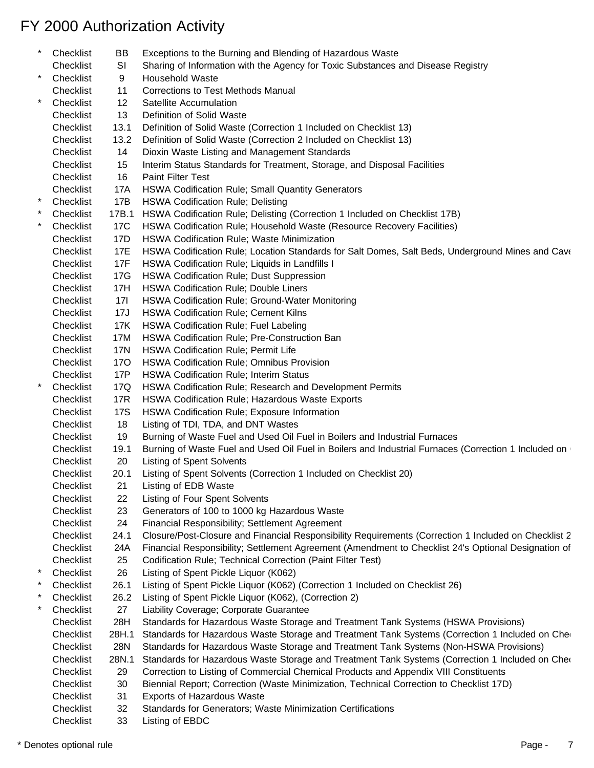# FY 2000 Authorization Activity

| | | | |
|---|---|---|---|
| * | Checklist | BB | Exceptions to the Burning and Blending of Hazardous Waste |
| | Checklist | SI | Sharing of Information with the Agency for Toxic Substances and Disease Registry |
| * | Checklist | 9 | Household Waste |
| | Checklist | 11 | Corrections to Test Methods Manual |
| * | Checklist | 12 | Satellite Accumulation |
| | Checklist | 13 | Definition of Solid Waste |
| | Checklist | 13.1 | Definition of Solid Waste (Correction 1 Included on Checklist 13) |
| | Checklist | 13.2 | Definition of Solid Waste (Correction 2 Included on Checklist 13) |
| | Checklist | 14 | Dioxin Waste Listing and Management Standards |
| | Checklist | 15 | Interim Status Standards for Treatment, Storage, and Disposal Facilities |
| | Checklist | 16 | Paint Filter Test |
| | Checklist | 17A | HSWA Codification Rule; Small Quantity Generators |
| * | Checklist | 17B | HSWA Codification Rule; Delisting |
| * | Checklist | 17B.1 | HSWA Codification Rule; Delisting (Correction 1 Included on Checklist 17B) |
| * | Checklist | 17C | HSWA Codification Rule; Household Waste (Resource Recovery Facilities) |
| | Checklist | 17D | HSWA Codification Rule; Waste Minimization |
| | Checklist | 17E | HSWA Codification Rule; Location Standards for Salt Domes, Salt Beds, Underground Mines and Cave |
| | Checklist | 17F | HSWA Codification Rule; Liquids in Landfills I |
| | Checklist | 17G | HSWA Codification Rule; Dust Suppression |
| | Checklist | 17H | HSWA Codification Rule; Double Liners |
| | Checklist | 17I | HSWA Codification Rule; Ground-Water Monitoring |
| | Checklist | 17J | HSWA Codification Rule; Cement Kilns |
| | Checklist | 17K | HSWA Codification Rule; Fuel Labeling |
| | Checklist | 17M | HSWA Codification Rule; Pre-Construction Ban |
| | Checklist | 17N | HSWA Codification Rule; Permit Life |
| | Checklist | 17O | HSWA Codification Rule; Omnibus Provision |
| | Checklist | 17P | HSWA Codification Rule; Interim Status |
| * | Checklist | 17Q | HSWA Codification Rule; Research and Development Permits |
| | Checklist | 17R | HSWA Codification Rule; Hazardous Waste Exports |
| | Checklist | 17S | HSWA Codification Rule; Exposure Information |
| | Checklist | 18 | Listing of TDI, TDA, and DNT Wastes |
| | Checklist | 19 | Burning of Waste Fuel and Used Oil Fuel in Boilers and Industrial Furnaces |
| | Checklist | 19.1 | Burning of Waste Fuel and Used Oil Fuel in Boilers and Industrial Furnaces (Correction 1 Included on |
| | Checklist | 20 | Listing of Spent Solvents |
| | Checklist | 20.1 | Listing of Spent Solvents (Correction 1 Included on Checklist 20) |
| | Checklist | 21 | Listing of EDB Waste |
| | Checklist | 22 | Listing of Four Spent Solvents |
| | Checklist | 23 | Generators of 100 to 1000 kg Hazardous Waste |
| | Checklist | 24 | Financial Responsibility; Settlement Agreement |
| | Checklist | 24.1 | Closure/Post-Closure and Financial Responsibility Requirements (Correction 1 Included on Checklist 2 |
| | Checklist | 24A | Financial Responsibility; Settlement Agreement (Amendment to Checklist 24's Optional Designation of |
| | Checklist | 25 | Codification Rule; Technical Correction (Paint Filter Test) |
| * | Checklist | 26 | Listing of Spent Pickle Liquor (K062) |
| * | Checklist | 26.1 | Listing of Spent Pickle Liquor (K062) (Correction 1 Included on Checklist 26) |
| * | Checklist | 26.2 | Listing of Spent Pickle Liquor (K062), (Correction 2) |
| * | Checklist | 27 | Liability Coverage; Corporate Guarantee |
| | Checklist | 28H | Standards for Hazardous Waste Storage and Treatment Tank Systems (HSWA Provisions) |
| | Checklist | 28H.1 | Standards for Hazardous Waste Storage and Treatment Tank Systems (Correction 1 Included on Che |
| | Checklist | 28N | Standards for Hazardous Waste Storage and Treatment Tank Systems (Non-HSWA Provisions) |
| | Checklist | 28N.1 | Standards for Hazardous Waste Storage and Treatment Tank Systems (Correction 1 Included on Che |
| | Checklist | 29 | Correction to Listing of Commercial Chemical Products and Appendix VIII Constituents |
| | Checklist | 30 | Biennial Report; Correction (Waste Minimization, Technical Correction to Checklist 17D) |
| | Checklist | 31 | Exports of Hazardous Waste |
| | Checklist | 32 | Standards for Generators; Waste Minimization Certifications |
| | Checklist | 33 | Listing of EBDC |

* Denotes optional rule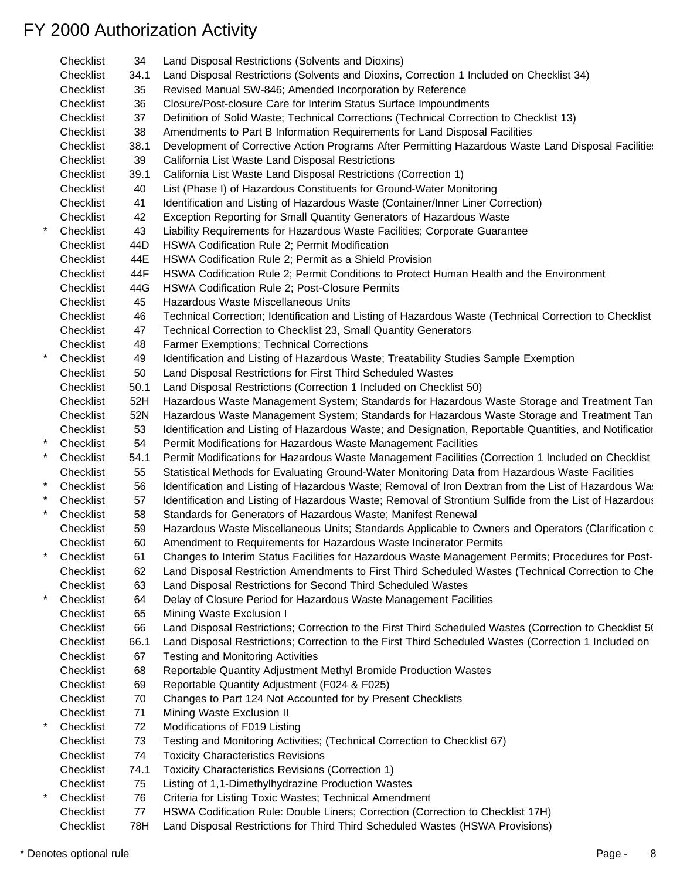# FY 2000 Authorization Activity

| | | | |
|---|---|---|---|
| | Checklist | 34 | Land Disposal Restrictions (Solvents and Dioxins) |
| | Checklist | 34.1 | Land Disposal Restrictions (Solvents and Dioxins, Correction 1 Included on Checklist 34) |
| | Checklist | 35 | Revised Manual SW-846; Amended Incorporation by Reference |
| | Checklist | 36 | Closure/Post-closure Care for Interim Status Surface Impoundments |
| | Checklist | 37 | Definition of Solid Waste; Technical Corrections (Technical Correction to Checklist 13) |
| | Checklist | 38 | Amendments to Part B Information Requirements for Land Disposal Facilities |
| | Checklist | 38.1 | Development of Corrective Action Programs After Permitting Hazardous Waste Land Disposal Facilitie |
| | Checklist | 39 | California List Waste Land Disposal Restrictions |
| | Checklist | 39.1 | California List Waste Land Disposal Restrictions (Correction 1) |
| | Checklist | 40 | List (Phase I) of Hazardous Constituents for Ground-Water Monitoring |
| | Checklist | 41 | Identification and Listing of Hazardous Waste (Container/Inner Liner Correction) |
| | Checklist | 42 | Exception Reporting for Small Quantity Generators of Hazardous Waste |
| * | Checklist | 43 | Liability Requirements for Hazardous Waste Facilities; Corporate Guarantee |
| | Checklist | 44D | HSWA Codification Rule 2; Permit Modification |
| | Checklist | 44E | HSWA Codification Rule 2; Permit as a Shield Provision |
| | Checklist | 44F | HSWA Codification Rule 2; Permit Conditions to Protect Human Health and the Environment |
| | Checklist | 44G | HSWA Codification Rule 2; Post-Closure Permits |
| | Checklist | 45 | Hazardous Waste Miscellaneous Units |
| | Checklist | 46 | Technical Correction; Identification and Listing of Hazardous Waste (Technical Correction to Checklist |
| | Checklist | 47 | Technical Correction to Checklist 23, Small Quantity Generators |
| | Checklist | 48 | Farmer Exemptions; Technical Corrections |
| * | Checklist | 49 | Identification and Listing of Hazardous Waste; Treatability Studies Sample Exemption |
| | Checklist | 50 | Land Disposal Restrictions for First Third Scheduled Wastes |
| | Checklist | 50.1 | Land Disposal Restrictions (Correction 1 Included on Checklist 50) |
| | Checklist | 52H | Hazardous Waste Management System; Standards for Hazardous Waste Storage and Treatment Tan |
| | Checklist | 52N | Hazardous Waste Management System; Standards for Hazardous Waste Storage and Treatment Tan |
| | Checklist | 53 | Identification and Listing of Hazardous Waste; and Designation, Reportable Quantities, and Notificatior |
| * | Checklist | 54 | Permit Modifications for Hazardous Waste Management Facilities |
| * | Checklist | 54.1 | Permit Modifications for Hazardous Waste Management Facilities (Correction 1 Included on Checklist |
| | Checklist | 55 | Statistical Methods for Evaluating Ground-Water Monitoring Data from Hazardous Waste Facilities |
| * | Checklist | 56 | Identification and Listing of Hazardous Waste; Removal of Iron Dextran from the List of Hazardous Wa |
| * | Checklist | 57 | Identification and Listing of Hazardous Waste; Removal of Strontium Sulfide from the List of Hazardous |
| * | Checklist | 58 | Standards for Generators of Hazardous Waste; Manifest Renewal |
| | Checklist | 59 | Hazardous Waste Miscellaneous Units; Standards Applicable to Owners and Operators (Clarification c |
| | Checklist | 60 | Amendment to Requirements for Hazardous Waste Incinerator Permits |
| * | Checklist | 61 | Changes to Interim Status Facilities for Hazardous Waste Management Permits; Procedures for Post- |
| | Checklist | 62 | Land Disposal Restriction Amendments to First Third Scheduled Wastes (Technical Correction to Che |
| | Checklist | 63 | Land Disposal Restrictions for Second Third Scheduled Wastes |
| * | Checklist | 64 | Delay of Closure Period for Hazardous Waste Management Facilities |
| | Checklist | 65 | Mining Waste Exclusion I |
| | Checklist | 66 | Land Disposal Restrictions; Correction to the First Third Scheduled Wastes (Correction to Checklist 5( |
| | Checklist | 66.1 | Land Disposal Restrictions; Correction to the First Third Scheduled Wastes (Correction 1 Included on |
| | Checklist | 67 | Testing and Monitoring Activities |
| | Checklist | 68 | Reportable Quantity Adjustment Methyl Bromide Production Wastes |
| | Checklist | 69 | Reportable Quantity Adjustment (F024 & F025) |
| | Checklist | 70 | Changes to Part 124 Not Accounted for by Present Checklists |
| | Checklist | 71 | Mining Waste Exclusion II |
| * | Checklist | 72 | Modifications of F019 Listing |
| | Checklist | 73 | Testing and Monitoring Activities; (Technical Correction to Checklist 67) |
| | Checklist | 74 | Toxicity Characteristics Revisions |
| | Checklist | 74.1 | Toxicity Characteristics Revisions (Correction 1) |
| | Checklist | 75 | Listing of 1,1-Dimethylhydrazine Production Wastes |
| * | Checklist | 76 | Criteria for Listing Toxic Wastes; Technical Amendment |
| | Checklist | 77 | HSWA Codification Rule: Double Liners; Correction (Correction to Checklist 17H) |
| | Checklist | 78H | Land Disposal Restrictions for Third Third Scheduled Wastes (HSWA Provisions) |

* Denotes optional rule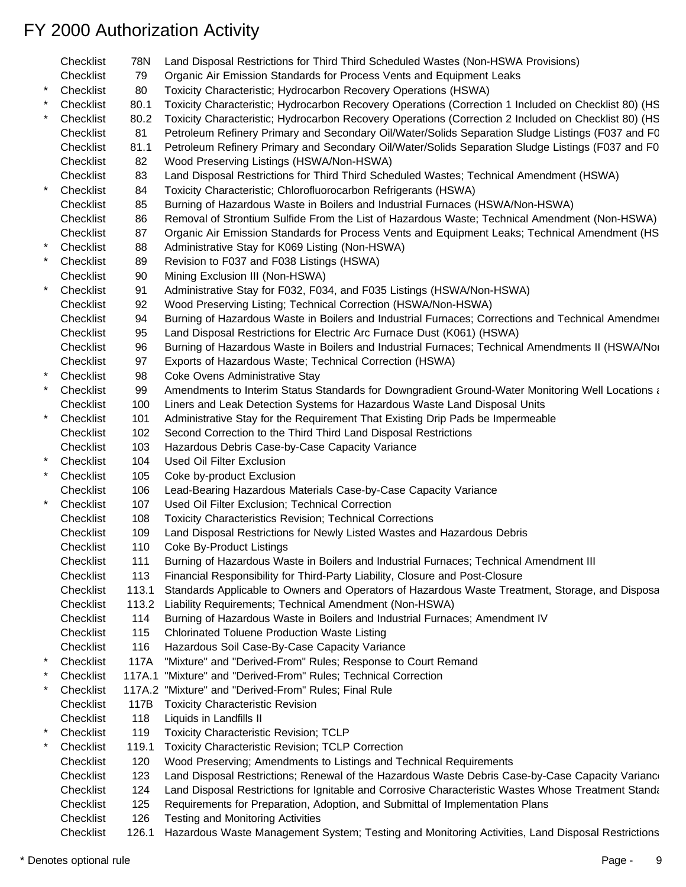# FY 2000 Authorization Activity

| | | | |
|---|---|---|---|
| | Checklist | 78N | Land Disposal Restrictions for Third Third Scheduled Wastes (Non-HSWA Provisions) |
| | Checklist | 79 | Organic Air Emission Standards for Process Vents and Equipment Leaks |
| * | Checklist | 80 | Toxicity Characteristic; Hydrocarbon Recovery Operations (HSWA) |
| * | Checklist | 80.1 | Toxicity Characteristic; Hydrocarbon Recovery Operations (Correction 1 Included on Checklist 80) (HS |
| * | Checklist | 80.2 | Toxicity Characteristic; Hydrocarbon Recovery Operations (Correction 2 Included on Checklist 80) (HS |
| | Checklist | 81 | Petroleum Refinery Primary and Secondary Oil/Water/Solids Separation Sludge Listings (F037 and F0 |
| | Checklist | 81.1 | Petroleum Refinery Primary and Secondary Oil/Water/Solids Separation Sludge Listings (F037 and F0 |
| | Checklist | 82 | Wood Preserving Listings (HSWA/Non-HSWA) |
| | Checklist | 83 | Land Disposal Restrictions for Third Third Scheduled Wastes; Technical Amendment (HSWA) |
| * | Checklist | 84 | Toxicity Characteristic; Chlorofluorocarbon Refrigerants (HSWA) |
| | Checklist | 85 | Burning of Hazardous Waste in Boilers and Industrial Furnaces (HSWA/Non-HSWA) |
| | Checklist | 86 | Removal of Strontium Sulfide From the List of Hazardous Waste; Technical Amendment (Non-HSWA) |
| | Checklist | 87 | Organic Air Emission Standards for Process Vents and Equipment Leaks; Technical Amendment (HS |
| * | Checklist | 88 | Administrative Stay for K069 Listing (Non-HSWA) |
| * | Checklist | 89 | Revision to F037 and F038 Listings (HSWA) |
| | Checklist | 90 | Mining Exclusion III (Non-HSWA) |
| * | Checklist | 91 | Administrative Stay for F032, F034, and F035 Listings (HSWA/Non-HSWA) |
| | Checklist | 92 | Wood Preserving Listing; Technical Correction (HSWA/Non-HSWA) |
| | Checklist | 94 | Burning of Hazardous Waste in Boilers and Industrial Furnaces; Corrections and Technical Amendme |
| | Checklist | 95 | Land Disposal Restrictions for Electric Arc Furnace Dust (K061) (HSWA) |
| | Checklist | 96 | Burning of Hazardous Waste in Boilers and Industrial Furnaces; Technical Amendments II (HSWA/No |
| | Checklist | 97 | Exports of Hazardous Waste; Technical Correction (HSWA) |
| * | Checklist | 98 | Coke Ovens Administrative Stay |
| * | Checklist | 99 | Amendments to Interim Status Standards for Downgradient Ground-Water Monitoring Well Locations a |
| | Checklist | 100 | Liners and Leak Detection Systems for Hazardous Waste Land Disposal Units |
| * | Checklist | 101 | Administrative Stay for the Requirement That Existing Drip Pads be Impermeable |
| | Checklist | 102 | Second Correction to the Third Third Land Disposal Restrictions |
| | Checklist | 103 | Hazardous Debris Case-by-Case Capacity Variance |
| * | Checklist | 104 | Used Oil Filter Exclusion |
| * | Checklist | 105 | Coke by-product Exclusion |
| | Checklist | 106 | Lead-Bearing Hazardous Materials Case-by-Case Capacity Variance |
| * | Checklist | 107 | Used Oil Filter Exclusion; Technical Correction |
| | Checklist | 108 | Toxicity Characteristics Revision; Technical Corrections |
| | Checklist | 109 | Land Disposal Restrictions for Newly Listed Wastes and Hazardous Debris |
| | Checklist | 110 | Coke By-Product Listings |
| | Checklist | 111 | Burning of Hazardous Waste in Boilers and Industrial Furnaces; Technical Amendment III |
| | Checklist | 113 | Financial Responsibility for Third-Party Liability, Closure and Post-Closure |
| | Checklist | 113.1 | Standards Applicable to Owners and Operators of Hazardous Waste Treatment, Storage, and Disposa |
| | Checklist | 113.2 | Liability Requirements; Technical Amendment (Non-HSWA) |
| | Checklist | 114 | Burning of Hazardous Waste in Boilers and Industrial Furnaces; Amendment IV |
| | Checklist | 115 | Chlorinated Toluene Production Waste Listing |
| | Checklist | 116 | Hazardous Soil Case-By-Case Capacity Variance |
| * | Checklist | 117A | "Mixture" and "Derived-From" Rules; Response to Court Remand |
| * | Checklist | 117A.1 | "Mixture" and "Derived-From" Rules; Technical Correction |
| * | Checklist | 117A.2 | "Mixture" and "Derived-From" Rules; Final Rule |
| | Checklist | 117B | Toxicity Characteristic Revision |
| | Checklist | 118 | Liquids in Landfills II |
| * | Checklist | 119 | Toxicity Characteristic Revision; TCLP |
| * | Checklist | 119.1 | Toxicity Characteristic Revision; TCLP Correction |
| | Checklist | 120 | Wood Preserving; Amendments to Listings and Technical Requirements |
| | Checklist | 123 | Land Disposal Restrictions; Renewal of the Hazardous Waste Debris Case-by-Case Capacity Varianc |
| | Checklist | 124 | Land Disposal Restrictions for Ignitable and Corrosive Characteristic Wastes Whose Treatment Standa |
| | Checklist | 125 | Requirements for Preparation, Adoption, and Submittal of Implementation Plans |
| | Checklist | 126 | Testing and Monitoring Activities |
| | Checklist | 126.1 | Hazardous Waste Management System; Testing and Monitoring Activities, Land Disposal Restrictions |

* Denotes optional rule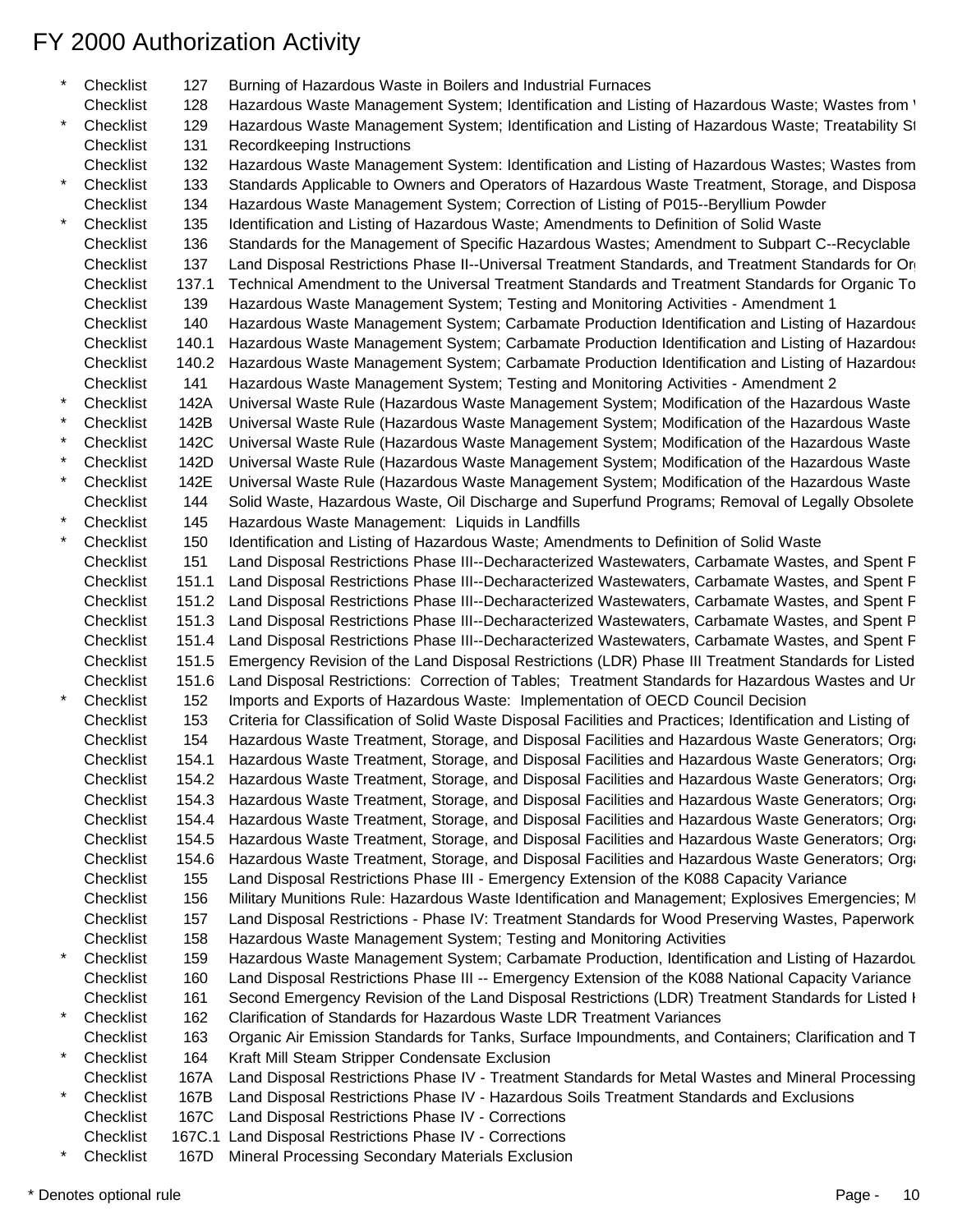# FY 2000 Authorization Activity

| | | | |
|---|---|---|---|
| * | Checklist | 127 | Burning of Hazardous Waste in Boilers and Industrial Furnaces |
| | Checklist | 128 | Hazardous Waste Management System; Identification and Listing of Hazardous Waste; Wastes from W |
| * | Checklist | 129 | Hazardous Waste Management System; Identification and Listing of Hazardous Waste; Treatability St |
| | Checklist | 131 | Recordkeeping Instructions |
| | Checklist | 132 | Hazardous Waste Management System: Identification and Listing of Hazardous Wastes; Wastes from |
| * | Checklist | 133 | Standards Applicable to Owners and Operators of Hazardous Waste Treatment, Storage, and Disposa |
| | Checklist | 134 | Hazardous Waste Management System; Correction of Listing of P015--Beryllium Powder |
| * | Checklist | 135 | Identification and Listing of Hazardous Waste; Amendments to Definition of Solid Waste |
| | Checklist | 136 | Standards for the Management of Specific Hazardous Wastes; Amendment to Subpart C--Recyclable |
| | Checklist | 137 | Land Disposal Restrictions Phase II--Universal Treatment Standards, and Treatment Standards for Or |
| | Checklist | 137.1 | Technical Amendment to the Universal Treatment Standards and Treatment Standards for Organic To |
| | Checklist | 139 | Hazardous Waste Management System; Testing and Monitoring Activities - Amendment 1 |
| | Checklist | 140 | Hazardous Waste Management System; Carbamate Production Identification and Listing of Hazardous |
| | Checklist | 140.1 | Hazardous Waste Management System; Carbamate Production Identification and Listing of Hazardous |
| | Checklist | 140.2 | Hazardous Waste Management System; Carbamate Production Identification and Listing of Hazardous |
| | Checklist | 141 | Hazardous Waste Management System; Testing and Monitoring Activities - Amendment 2 |
| * | Checklist | 142A | Universal Waste Rule (Hazardous Waste Management System; Modification of the Hazardous Waste |
| * | Checklist | 142B | Universal Waste Rule (Hazardous Waste Management System; Modification of the Hazardous Waste |
| * | Checklist | 142C | Universal Waste Rule (Hazardous Waste Management System; Modification of the Hazardous Waste |
| * | Checklist | 142D | Universal Waste Rule (Hazardous Waste Management System; Modification of the Hazardous Waste |
| * | Checklist | 142E | Universal Waste Rule (Hazardous Waste Management System; Modification of the Hazardous Waste |
| | Checklist | 144 | Solid Waste, Hazardous Waste, Oil Discharge and Superfund Programs; Removal of Legally Obsolete |
| * | Checklist | 145 | Hazardous Waste Management: Liquids in Landfills |
| * | Checklist | 150 | Identification and Listing of Hazardous Waste; Amendments to Definition of Solid Waste |
| | Checklist | 151 | Land Disposal Restrictions Phase III--Decharacterized Wastewaters, Carbamate Wastes, and Spent P |
| | Checklist | 151.1 | Land Disposal Restrictions Phase III--Decharacterized Wastewaters, Carbamate Wastes, and Spent P |
| | Checklist | 151.2 | Land Disposal Restrictions Phase III--Decharacterized Wastewaters, Carbamate Wastes, and Spent P |
| | Checklist | 151.3 | Land Disposal Restrictions Phase III--Decharacterized Wastewaters, Carbamate Wastes, and Spent P |
| | Checklist | 151.4 | Land Disposal Restrictions Phase III--Decharacterized Wastewaters, Carbamate Wastes, and Spent P |
| | Checklist | 151.5 | Emergency Revision of the Land Disposal Restrictions (LDR) Phase III Treatment Standards for Listed |
| | Checklist | 151.6 | Land Disposal Restrictions: Correction of Tables; Treatment Standards for Hazardous Wastes and Ur |
| * | Checklist | 152 | Imports and Exports of Hazardous Waste: Implementation of OECD Council Decision |
| | Checklist | 153 | Criteria for Classification of Solid Waste Disposal Facilities and Practices; Identification and Listing of |
| | Checklist | 154 | Hazardous Waste Treatment, Storage, and Disposal Facilities and Hazardous Waste Generators; Orga |
| | Checklist | 154.1 | Hazardous Waste Treatment, Storage, and Disposal Facilities and Hazardous Waste Generators; Orga |
| | Checklist | 154.2 | Hazardous Waste Treatment, Storage, and Disposal Facilities and Hazardous Waste Generators; Orga |
| | Checklist | 154.3 | Hazardous Waste Treatment, Storage, and Disposal Facilities and Hazardous Waste Generators; Orga |
| | Checklist | 154.4 | Hazardous Waste Treatment, Storage, and Disposal Facilities and Hazardous Waste Generators; Orga |
| | Checklist | 154.5 | Hazardous Waste Treatment, Storage, and Disposal Facilities and Hazardous Waste Generators; Orga |
| | Checklist | 154.6 | Hazardous Waste Treatment, Storage, and Disposal Facilities and Hazardous Waste Generators; Orga |
| | Checklist | 155 | Land Disposal Restrictions Phase III - Emergency Extension of the K088 Capacity Variance |
| | Checklist | 156 | Military Munitions Rule: Hazardous Waste Identification and Management; Explosives Emergencies; M |
| | Checklist | 157 | Land Disposal Restrictions - Phase IV: Treatment Standards for Wood Preserving Wastes, Paperwork |
| | Checklist | 158 | Hazardous Waste Management System; Testing and Monitoring Activities |
| * | Checklist | 159 | Hazardous Waste Management System; Carbamate Production, Identification and Listing of Hazardou |
| | Checklist | 160 | Land Disposal Restrictions Phase III -- Emergency Extension of the K088 National Capacity Variance |
| | Checklist | 161 | Second Emergency Revision of the Land Disposal Restrictions (LDR) Treatment Standards for Listed H |
| * | Checklist | 162 | Clarification of Standards for Hazardous Waste LDR Treatment Variances |
| | Checklist | 163 | Organic Air Emission Standards for Tanks, Surface Impoundments, and Containers; Clarification and T |
| * | Checklist | 164 | Kraft Mill Steam Stripper Condensate Exclusion |
| | Checklist | 167A | Land Disposal Restrictions Phase IV - Treatment Standards for Metal Wastes and Mineral Processing |
| * | Checklist | 167B | Land Disposal Restrictions Phase IV - Hazardous Soils Treatment Standards and Exclusions |
| | Checklist | 167C | Land Disposal Restrictions Phase IV - Corrections |
| | Checklist | 167C.1 | Land Disposal Restrictions Phase IV - Corrections |
| * | Checklist | 167D | Mineral Processing Secondary Materials Exclusion |

* Denotes optional rule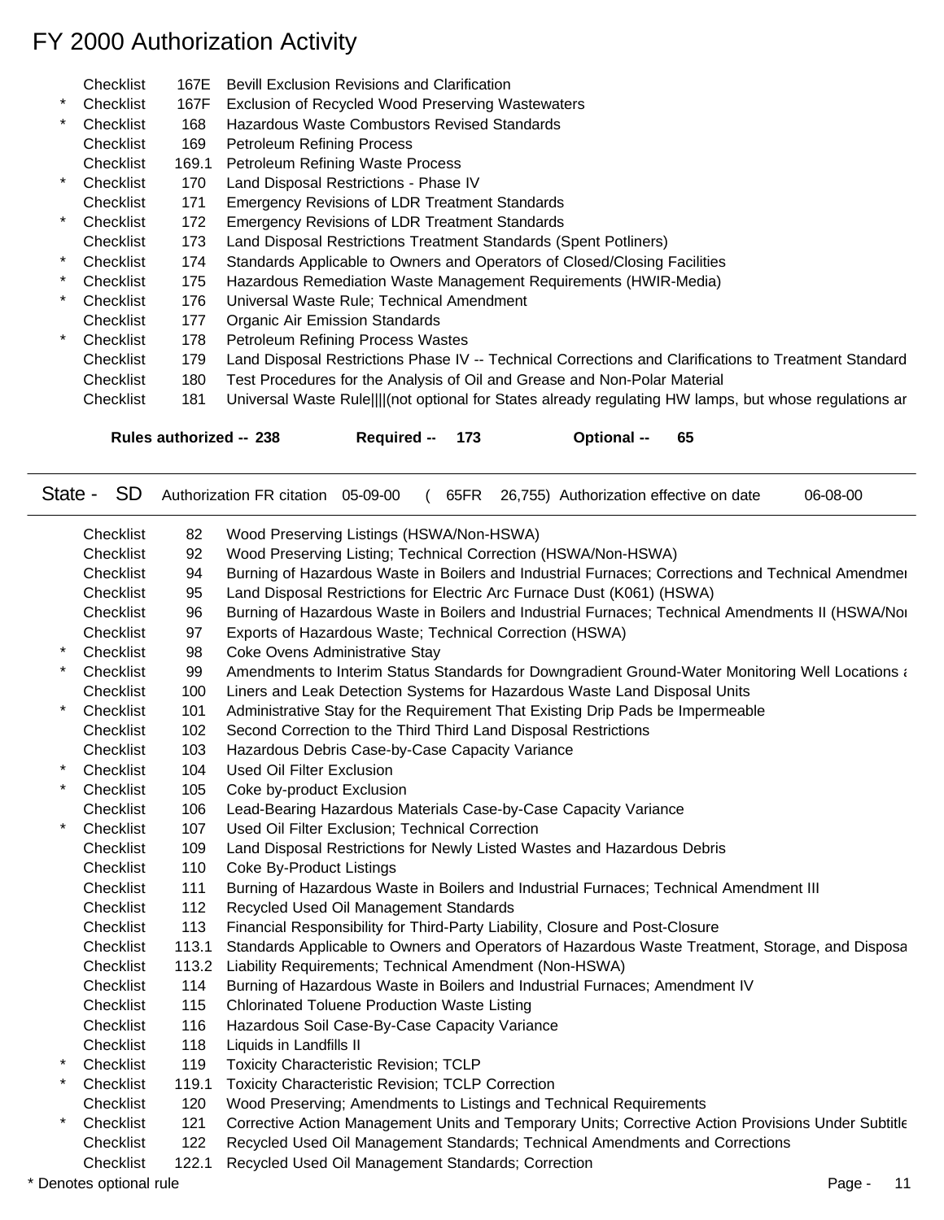# FY 2000 Authorization Activity

| | | | |
|---|---|---|---|
| | Checklist | 167E | Bevill Exclusion Revisions and Clarification |
| * | Checklist | 167F | Exclusion of Recycled Wood Preserving Wastewaters |
| * | Checklist | 168 | Hazardous Waste Combustors Revised Standards |
| | Checklist | 169 | Petroleum Refining Process |
| | Checklist | 169.1 | Petroleum Refining Waste Process |
| * | Checklist | 170 | Land Disposal Restrictions - Phase IV |
| | Checklist | 171 | Emergency Revisions of LDR Treatment Standards |
| * | Checklist | 172 | Emergency Revisions of LDR Treatment Standards |
| | Checklist | 173 | Land Disposal Restrictions Treatment Standards (Spent Potliners) |
| * | Checklist | 174 | Standards Applicable to Owners and Operators of Closed/Closing Facilities |
| * | Checklist | 175 | Hazardous Remediation Waste Management Requirements (HWIR-Media) |
| * | Checklist | 176 | Universal Waste Rule; Technical Amendment |
| | Checklist | 177 | Organic Air Emission Standards |
| * | Checklist | 178 | Petroleum Refining Process Wastes |
| | Checklist | 179 | Land Disposal Restrictions Phase IV -- Technical Corrections and Clarifications to Treatment Standard |
| | Checklist | 180 | Test Procedures for the Analysis of Oil and Grease and Non-Polar Material |
| | Checklist | 181 | Universal Waste Rule\|\|\|\|(not optional for States already regulating HW lamps, but whose regulations ar |

**Rules authorized -- 238** **Required -- 173** **Optional -- 65**

---

State - SD Authorization FR citation 05-09-00 ( 65FR 26,755) Authorization effective on date 06-08-00

| | | | |
|---|---|---|---|
| | Checklist | 82 | Wood Preserving Listings (HSWA/Non-HSWA) |
| | Checklist | 92 | Wood Preserving Listing; Technical Correction (HSWA/Non-HSWA) |
| | Checklist | 94 | Burning of Hazardous Waste in Boilers and Industrial Furnaces; Corrections and Technical Amendme |
| | Checklist | 95 | Land Disposal Restrictions for Electric Arc Furnace Dust (K061) (HSWA) |
| | Checklist | 96 | Burning of Hazardous Waste in Boilers and Industrial Furnaces; Technical Amendments II (HSWA/No |
| | Checklist | 97 | Exports of Hazardous Waste; Technical Correction (HSWA) |
| * | Checklist | 98 | Coke Ovens Administrative Stay |
| * | Checklist | 99 | Amendments to Interim Status Standards for Downgradient Ground-Water Monitoring Well Locations a |
| | Checklist | 100 | Liners and Leak Detection Systems for Hazardous Waste Land Disposal Units |
| * | Checklist | 101 | Administrative Stay for the Requirement That Existing Drip Pads be Impermeable |
| | Checklist | 102 | Second Correction to the Third Third Land Disposal Restrictions |
| | Checklist | 103 | Hazardous Debris Case-by-Case Capacity Variance |
| * | Checklist | 104 | Used Oil Filter Exclusion |
| * | Checklist | 105 | Coke by-product Exclusion |
| | Checklist | 106 | Lead-Bearing Hazardous Materials Case-by-Case Capacity Variance |
| * | Checklist | 107 | Used Oil Filter Exclusion; Technical Correction |
| | Checklist | 109 | Land Disposal Restrictions for Newly Listed Wastes and Hazardous Debris |
| | Checklist | 110 | Coke By-Product Listings |
| | Checklist | 111 | Burning of Hazardous Waste in Boilers and Industrial Furnaces; Technical Amendment III |
| | Checklist | 112 | Recycled Used Oil Management Standards |
| | Checklist | 113 | Financial Responsibility for Third-Party Liability, Closure and Post-Closure |
| | Checklist | 113.1 | Standards Applicable to Owners and Operators of Hazardous Waste Treatment, Storage, and Disposa |
| | Checklist | 113.2 | Liability Requirements; Technical Amendment (Non-HSWA) |
| | Checklist | 114 | Burning of Hazardous Waste in Boilers and Industrial Furnaces; Amendment IV |
| | Checklist | 115 | Chlorinated Toluene Production Waste Listing |
| | Checklist | 116 | Hazardous Soil Case-By-Case Capacity Variance |
| | Checklist | 118 | Liquids in Landfills II |
| * | Checklist | 119 | Toxicity Characteristic Revision; TCLP |
| * | Checklist | 119.1 | Toxicity Characteristic Revision; TCLP Correction |
| | Checklist | 120 | Wood Preserving; Amendments to Listings and Technical Requirements |
| * | Checklist | 121 | Corrective Action Management Units and Temporary Units; Corrective Action Provisions Under Subtitle |
| | Checklist | 122 | Recycled Used Oil Management Standards; Technical Amendments and Corrections |
| | Checklist | 122.1 | Recycled Used Oil Management Standards; Correction |

* Denotes optional rule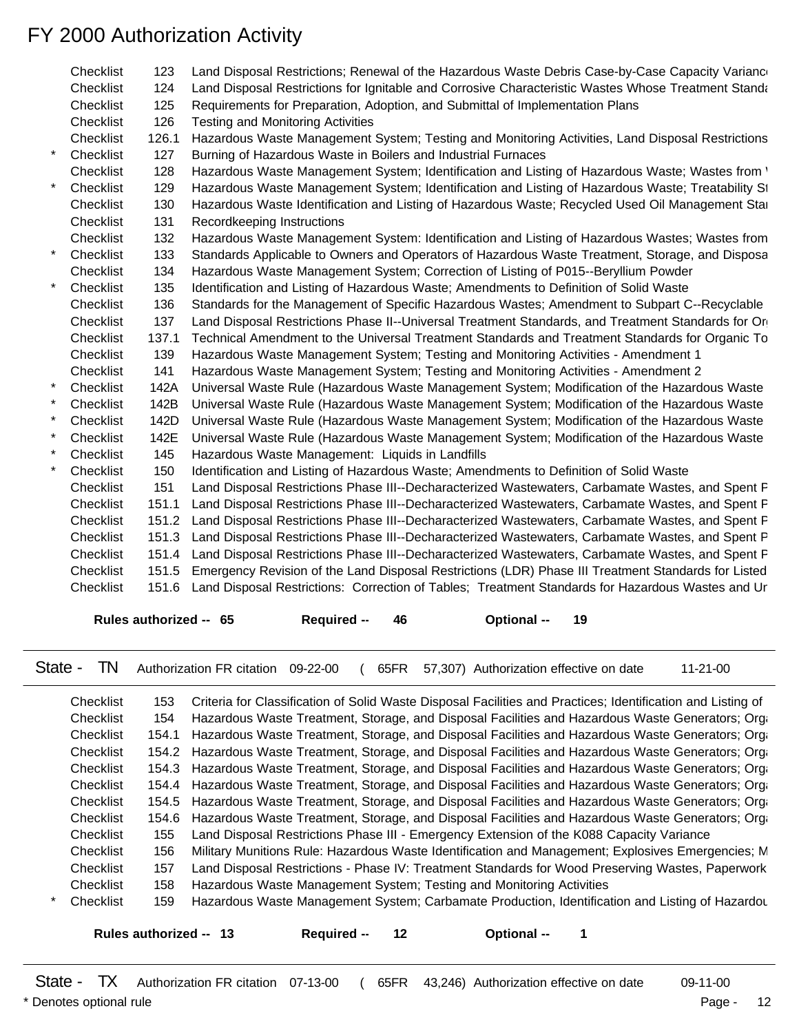# FY 2000 Authorization Activity

| | | | |
|---|---|---|---|
| | Checklist | 123 | Land Disposal Restrictions; Renewal of the Hazardous Waste Debris Case-by-Case Capacity Varianc |
| | Checklist | 124 | Land Disposal Restrictions for Ignitable and Corrosive Characteristic Wastes Whose Treatment Standa |
| | Checklist | 125 | Requirements for Preparation, Adoption, and Submittal of Implementation Plans |
| | Checklist | 126 | Testing and Monitoring Activities |
| | Checklist | 126.1 | Hazardous Waste Management System; Testing and Monitoring Activities, Land Disposal Restrictions |
| * | Checklist | 127 | Burning of Hazardous Waste in Boilers and Industrial Furnaces |
| | Checklist | 128 | Hazardous Waste Management System; Identification and Listing of Hazardous Waste; Wastes from |
| * | Checklist | 129 | Hazardous Waste Management System; Identification and Listing of Hazardous Waste; Treatability St |
| | Checklist | 130 | Hazardous Waste Identification and Listing of Hazardous Waste; Recycled Used Oil Management Sta |
| | Checklist | 131 | Recordkeeping Instructions |
| | Checklist | 132 | Hazardous Waste Management System: Identification and Listing of Hazardous Wastes; Wastes from |
| * | Checklist | 133 | Standards Applicable to Owners and Operators of Hazardous Waste Treatment, Storage, and Disposa |
| | Checklist | 134 | Hazardous Waste Management System; Correction of Listing of P015--Beryllium Powder |
| * | Checklist | 135 | Identification and Listing of Hazardous Waste; Amendments to Definition of Solid Waste |
| | Checklist | 136 | Standards for the Management of Specific Hazardous Wastes; Amendment to Subpart C--Recyclable |
| | Checklist | 137 | Land Disposal Restrictions Phase II--Universal Treatment Standards, and Treatment Standards for Or |
| | Checklist | 137.1 | Technical Amendment to the Universal Treatment Standards and Treatment Standards for Organic To |
| | Checklist | 139 | Hazardous Waste Management System; Testing and Monitoring Activities - Amendment 1 |
| | Checklist | 141 | Hazardous Waste Management System; Testing and Monitoring Activities - Amendment 2 |
| * | Checklist | 142A | Universal Waste Rule (Hazardous Waste Management System; Modification of the Hazardous Waste |
| * | Checklist | 142B | Universal Waste Rule (Hazardous Waste Management System; Modification of the Hazardous Waste |
| * | Checklist | 142D | Universal Waste Rule (Hazardous Waste Management System; Modification of the Hazardous Waste |
| * | Checklist | 142E | Universal Waste Rule (Hazardous Waste Management System; Modification of the Hazardous Waste |
| * | Checklist | 145 | Hazardous Waste Management: Liquids in Landfills |
| * | Checklist | 150 | Identification and Listing of Hazardous Waste; Amendments to Definition of Solid Waste |
| | Checklist | 151 | Land Disposal Restrictions Phase III--Decharacterized Wastewaters, Carbamate Wastes, and Spent F |
| | Checklist | 151.1 | Land Disposal Restrictions Phase III--Decharacterized Wastewaters, Carbamate Wastes, and Spent F |
| | Checklist | 151.2 | Land Disposal Restrictions Phase III--Decharacterized Wastewaters, Carbamate Wastes, and Spent F |
| | Checklist | 151.3 | Land Disposal Restrictions Phase III--Decharacterized Wastewaters, Carbamate Wastes, and Spent F |
| | Checklist | 151.4 | Land Disposal Restrictions Phase III--Decharacterized Wastewaters, Carbamate Wastes, and Spent F |
| | Checklist | 151.5 | Emergency Revision of the Land Disposal Restrictions (LDR) Phase III Treatment Standards for Listed |
| | Checklist | 151.6 | Land Disposal Restrictions: Correction of Tables; Treatment Standards for Hazardous Wastes and Ur |

**Rules authorized -- 65** **Required -- 46** **Optional -- 19**

---

State - TN Authorization FR citation 09-22-00 ( 65FR 57,307) Authorization effective on date 11-21-00

---

| | | | |
|---|---|---|---|
| | Checklist | 153 | Criteria for Classification of Solid Waste Disposal Facilities and Practices; Identification and Listing of |
| | Checklist | 154 | Hazardous Waste Treatment, Storage, and Disposal Facilities and Hazardous Waste Generators; Orga |
| | Checklist | 154.1 | Hazardous Waste Treatment, Storage, and Disposal Facilities and Hazardous Waste Generators; Orga |
| | Checklist | 154.2 | Hazardous Waste Treatment, Storage, and Disposal Facilities and Hazardous Waste Generators; Orga |
| | Checklist | 154.3 | Hazardous Waste Treatment, Storage, and Disposal Facilities and Hazardous Waste Generators; Orga |
| | Checklist | 154.4 | Hazardous Waste Treatment, Storage, and Disposal Facilities and Hazardous Waste Generators; Orga |
| | Checklist | 154.5 | Hazardous Waste Treatment, Storage, and Disposal Facilities and Hazardous Waste Generators; Orga |
| | Checklist | 154.6 | Hazardous Waste Treatment, Storage, and Disposal Facilities and Hazardous Waste Generators; Orga |
| | Checklist | 155 | Land Disposal Restrictions Phase III - Emergency Extension of the K088 Capacity Variance |
| | Checklist | 156 | Military Munitions Rule: Hazardous Waste Identification and Management; Explosives Emergencies; M |
| | Checklist | 157 | Land Disposal Restrictions - Phase IV: Treatment Standards for Wood Preserving Wastes, Paperwork |
| | Checklist | 158 | Hazardous Waste Management System; Testing and Monitoring Activities |
| * | Checklist | 159 | Hazardous Waste Management System; Carbamate Production, Identification and Listing of Hazardou |

**Rules authorized -- 13** **Required -- 12** **Optional -- 1**

---

State - TX Authorization FR citation 07-13-00 ( 65FR 43,246) Authorization effective on date 09-11-00

\* Denotes optional rule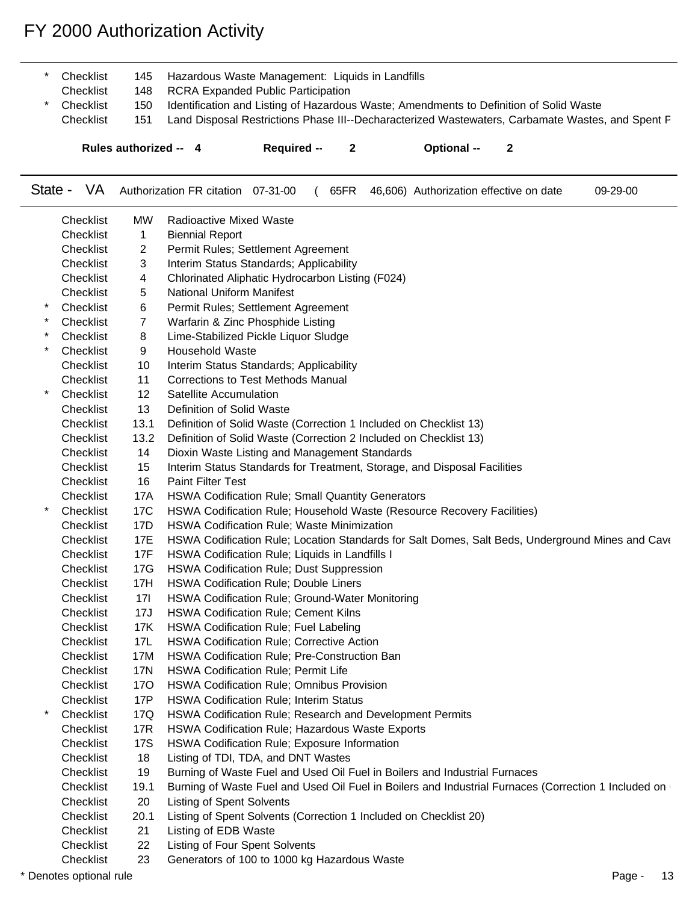# FY 2000 Authorization Activity

| | | | |
|---|---|---|---|
| * | Checklist | 145 | Hazardous Waste Management: Liquids in Landfills |
| | Checklist | 148 | RCRA Expanded Public Participation |
| * | Checklist | 150 | Identification and Listing of Hazardous Waste; Amendments to Definition of Solid Waste |
| | Checklist | 151 | Land Disposal Restrictions Phase III--Decharacterized Wastewaters, Carbamate Wastes, and Spent F |

**Rules authorized -- 4 Required -- 2 Optional -- 2**

---

State - VA Authorization FR citation 07-31-00 ( 65FR 46,606) Authorization effective on date 09-29-00

| | | | |
|---|---|---|---|
| | Checklist | MW | Radioactive Mixed Waste |
| | Checklist | 1 | Biennial Report |
| | Checklist | 2 | Permit Rules; Settlement Agreement |
| | Checklist | 3 | Interim Status Standards; Applicability |
| | Checklist | 4 | Chlorinated Aliphatic Hydrocarbon Listing (F024) |
| | Checklist | 5 | National Uniform Manifest |
| * | Checklist | 6 | Permit Rules; Settlement Agreement |
| * | Checklist | 7 | Warfarin & Zinc Phosphide Listing |
| * | Checklist | 8 | Lime-Stabilized Pickle Liquor Sludge |
| * | Checklist | 9 | Household Waste |
| | Checklist | 10 | Interim Status Standards; Applicability |
| | Checklist | 11 | Corrections to Test Methods Manual |
| * | Checklist | 12 | Satellite Accumulation |
| | Checklist | 13 | Definition of Solid Waste |
| | Checklist | 13.1 | Definition of Solid Waste (Correction 1 Included on Checklist 13) |
| | Checklist | 13.2 | Definition of Solid Waste (Correction 2 Included on Checklist 13) |
| | Checklist | 14 | Dioxin Waste Listing and Management Standards |
| | Checklist | 15 | Interim Status Standards for Treatment, Storage, and Disposal Facilities |
| | Checklist | 16 | Paint Filter Test |
| | Checklist | 17A | HSWA Codification Rule; Small Quantity Generators |
| * | Checklist | 17C | HSWA Codification Rule; Household Waste (Resource Recovery Facilities) |
| | Checklist | 17D | HSWA Codification Rule; Waste Minimization |
| | Checklist | 17E | HSWA Codification Rule; Location Standards for Salt Domes, Salt Beds, Underground Mines and Cave |
| | Checklist | 17F | HSWA Codification Rule; Liquids in Landfills I |
| | Checklist | 17G | HSWA Codification Rule; Dust Suppression |
| | Checklist | 17H | HSWA Codification Rule; Double Liners |
| | Checklist | 17I | HSWA Codification Rule; Ground-Water Monitoring |
| | Checklist | 17J | HSWA Codification Rule; Cement Kilns |
| | Checklist | 17K | HSWA Codification Rule; Fuel Labeling |
| | Checklist | 17L | HSWA Codification Rule; Corrective Action |
| | Checklist | 17M | HSWA Codification Rule; Pre-Construction Ban |
| | Checklist | 17N | HSWA Codification Rule; Permit Life |
| | Checklist | 17O | HSWA Codification Rule; Omnibus Provision |
| | Checklist | 17P | HSWA Codification Rule; Interim Status |
| * | Checklist | 17Q | HSWA Codification Rule; Research and Development Permits |
| | Checklist | 17R | HSWA Codification Rule; Hazardous Waste Exports |
| | Checklist | 17S | HSWA Codification Rule; Exposure Information |
| | Checklist | 18 | Listing of TDI, TDA, and DNT Wastes |
| | Checklist | 19 | Burning of Waste Fuel and Used Oil Fuel in Boilers and Industrial Furnaces |
| | Checklist | 19.1 | Burning of Waste Fuel and Used Oil Fuel in Boilers and Industrial Furnaces (Correction 1 Included on |
| | Checklist | 20 | Listing of Spent Solvents |
| | Checklist | 20.1 | Listing of Spent Solvents (Correction 1 Included on Checklist 20) |
| | Checklist | 21 | Listing of EDB Waste |
| | Checklist | 22 | Listing of Four Spent Solvents |
| | Checklist | 23 | Generators of 100 to 1000 kg Hazardous Waste |

* Denotes optional rule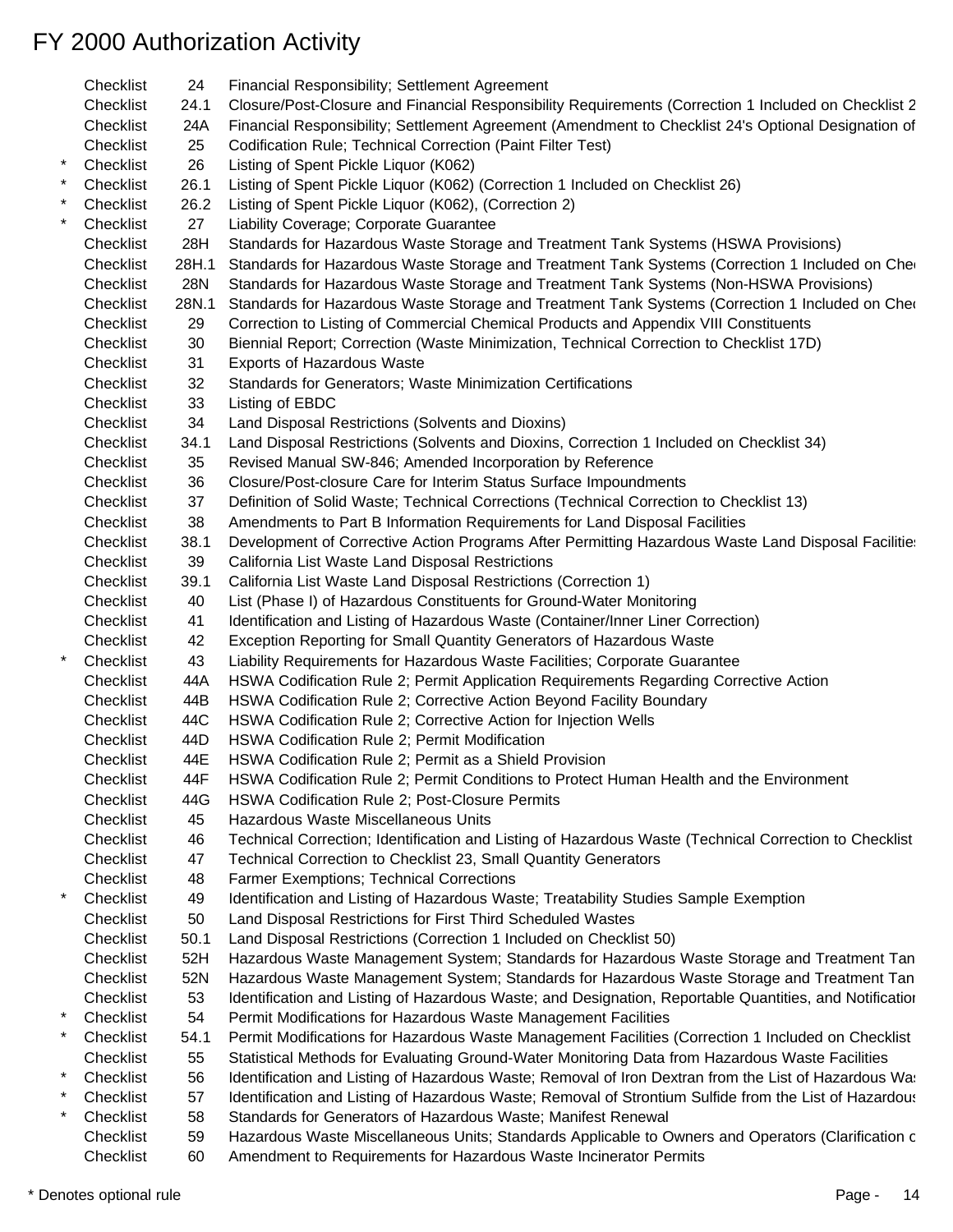# FY 2000 Authorization Activity

| | | | |
|---|---|---|---|
| | Checklist | 24 | Financial Responsibility; Settlement Agreement |
| | Checklist | 24.1 | Closure/Post-Closure and Financial Responsibility Requirements (Correction 1 Included on Checklist 2 |
| | Checklist | 24A | Financial Responsibility; Settlement Agreement (Amendment to Checklist 24's Optional Designation of |
| | Checklist | 25 | Codification Rule; Technical Correction (Paint Filter Test) |
| * | Checklist | 26 | Listing of Spent Pickle Liquor (K062) |
| * | Checklist | 26.1 | Listing of Spent Pickle Liquor (K062) (Correction 1 Included on Checklist 26) |
| * | Checklist | 26.2 | Listing of Spent Pickle Liquor (K062), (Correction 2) |
| * | Checklist | 27 | Liability Coverage; Corporate Guarantee |
| | Checklist | 28H | Standards for Hazardous Waste Storage and Treatment Tank Systems (HSWA Provisions) |
| | Checklist | 28H.1 | Standards for Hazardous Waste Storage and Treatment Tank Systems (Correction 1 Included on Che |
| | Checklist | 28N | Standards for Hazardous Waste Storage and Treatment Tank Systems (Non-HSWA Provisions) |
| | Checklist | 28N.1 | Standards for Hazardous Waste Storage and Treatment Tank Systems (Correction 1 Included on Che |
| | Checklist | 29 | Correction to Listing of Commercial Chemical Products and Appendix VIII Constituents |
| | Checklist | 30 | Biennial Report; Correction (Waste Minimization, Technical Correction to Checklist 17D) |
| | Checklist | 31 | Exports of Hazardous Waste |
| | Checklist | 32 | Standards for Generators; Waste Minimization Certifications |
| | Checklist | 33 | Listing of EBDC |
| | Checklist | 34 | Land Disposal Restrictions (Solvents and Dioxins) |
| | Checklist | 34.1 | Land Disposal Restrictions (Solvents and Dioxins, Correction 1 Included on Checklist 34) |
| | Checklist | 35 | Revised Manual SW-846; Amended Incorporation by Reference |
| | Checklist | 36 | Closure/Post-closure Care for Interim Status Surface Impoundments |
| | Checklist | 37 | Definition of Solid Waste; Technical Corrections (Technical Correction to Checklist 13) |
| | Checklist | 38 | Amendments to Part B Information Requirements for Land Disposal Facilities |
| | Checklist | 38.1 | Development of Corrective Action Programs After Permitting Hazardous Waste Land Disposal Facilitie |
| | Checklist | 39 | California List Waste Land Disposal Restrictions |
| | Checklist | 39.1 | California List Waste Land Disposal Restrictions (Correction 1) |
| | Checklist | 40 | List (Phase I) of Hazardous Constituents for Ground-Water Monitoring |
| | Checklist | 41 | Identification and Listing of Hazardous Waste (Container/Inner Liner Correction) |
| | Checklist | 42 | Exception Reporting for Small Quantity Generators of Hazardous Waste |
| * | Checklist | 43 | Liability Requirements for Hazardous Waste Facilities; Corporate Guarantee |
| | Checklist | 44A | HSWA Codification Rule 2; Permit Application Requirements Regarding Corrective Action |
| | Checklist | 44B | HSWA Codification Rule 2; Corrective Action Beyond Facility Boundary |
| | Checklist | 44C | HSWA Codification Rule 2; Corrective Action for Injection Wells |
| | Checklist | 44D | HSWA Codification Rule 2; Permit Modification |
| | Checklist | 44E | HSWA Codification Rule 2; Permit as a Shield Provision |
| | Checklist | 44F | HSWA Codification Rule 2; Permit Conditions to Protect Human Health and the Environment |
| | Checklist | 44G | HSWA Codification Rule 2; Post-Closure Permits |
| | Checklist | 45 | Hazardous Waste Miscellaneous Units |
| | Checklist | 46 | Technical Correction; Identification and Listing of Hazardous Waste (Technical Correction to Checklist |
| | Checklist | 47 | Technical Correction to Checklist 23, Small Quantity Generators |
| | Checklist | 48 | Farmer Exemptions; Technical Corrections |
| * | Checklist | 49 | Identification and Listing of Hazardous Waste; Treatability Studies Sample Exemption |
| | Checklist | 50 | Land Disposal Restrictions for First Third Scheduled Wastes |
| | Checklist | 50.1 | Land Disposal Restrictions (Correction 1 Included on Checklist 50) |
| | Checklist | 52H | Hazardous Waste Management System; Standards for Hazardous Waste Storage and Treatment Tan |
| | Checklist | 52N | Hazardous Waste Management System; Standards for Hazardous Waste Storage and Treatment Tan |
| | Checklist | 53 | Identification and Listing of Hazardous Waste; and Designation, Reportable Quantities, and Notificatior |
| * | Checklist | 54 | Permit Modifications for Hazardous Waste Management Facilities |
| * | Checklist | 54.1 | Permit Modifications for Hazardous Waste Management Facilities (Correction 1 Included on Checklist |
| | Checklist | 55 | Statistical Methods for Evaluating Ground-Water Monitoring Data from Hazardous Waste Facilities |
| * | Checklist | 56 | Identification and Listing of Hazardous Waste; Removal of Iron Dextran from the List of Hazardous Wa: |
| * | Checklist | 57 | Identification and Listing of Hazardous Waste; Removal of Strontium Sulfide from the List of Hazardous |
| * | Checklist | 58 | Standards for Generators of Hazardous Waste; Manifest Renewal |
| | Checklist | 59 | Hazardous Waste Miscellaneous Units; Standards Applicable to Owners and Operators (Clarification c |
| | Checklist | 60 | Amendment to Requirements for Hazardous Waste Incinerator Permits |

\* Denotes optional rule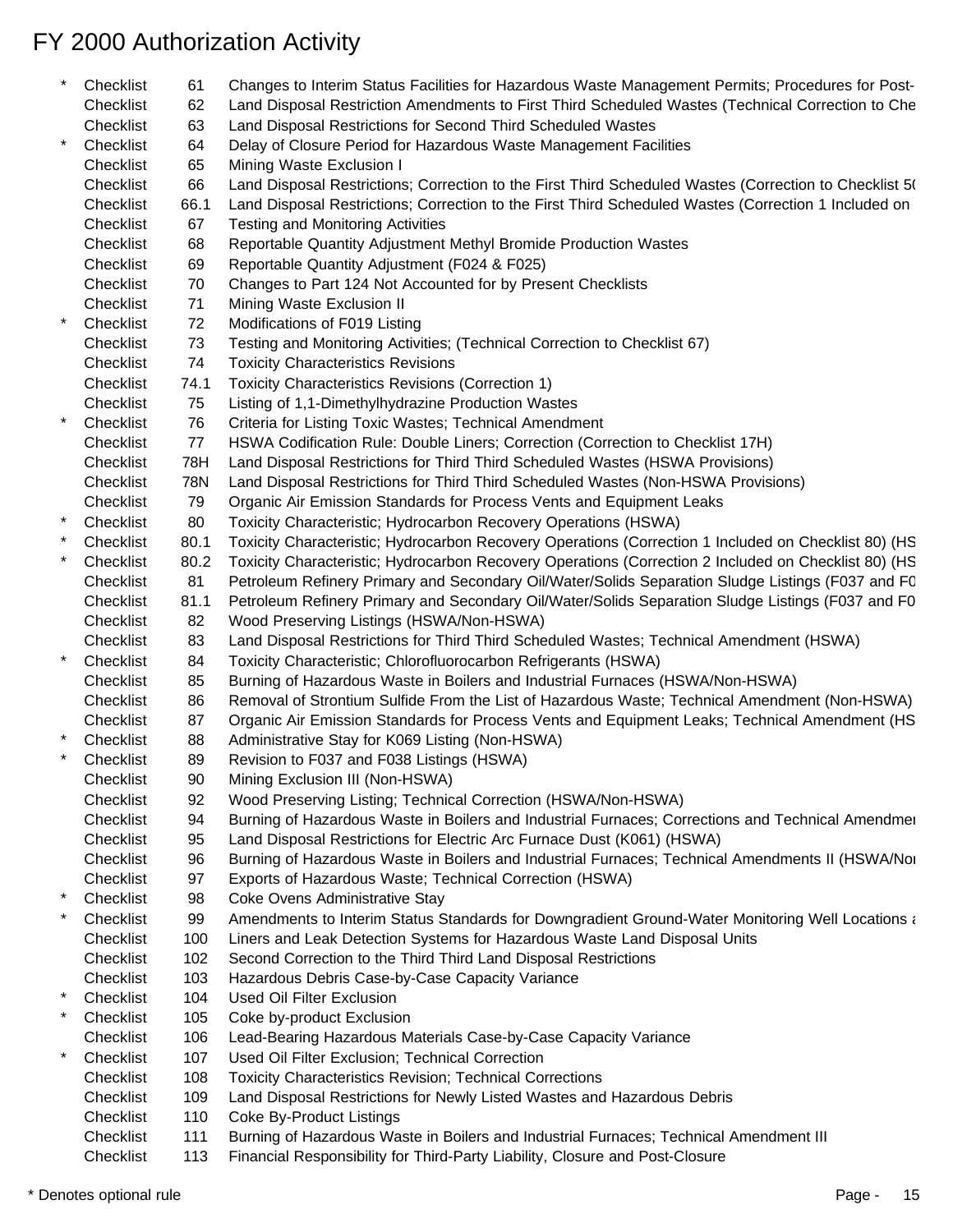# FY 2000 Authorization Activity

| | | | |
|---|---|---|---|
| * | Checklist | 61 | Changes to Interim Status Facilities for Hazardous Waste Management Permits; Procedures for Post- |
| | Checklist | 62 | Land Disposal Restriction Amendments to First Third Scheduled Wastes (Technical Correction to Che |
| | Checklist | 63 | Land Disposal Restrictions for Second Third Scheduled Wastes |
| * | Checklist | 64 | Delay of Closure Period for Hazardous Waste Management Facilities |
| | Checklist | 65 | Mining Waste Exclusion I |
| | Checklist | 66 | Land Disposal Restrictions; Correction to the First Third Scheduled Wastes (Correction to Checklist 5( |
| | Checklist | 66.1 | Land Disposal Restrictions; Correction to the First Third Scheduled Wastes (Correction 1 Included on |
| | Checklist | 67 | Testing and Monitoring Activities |
| | Checklist | 68 | Reportable Quantity Adjustment Methyl Bromide Production Wastes |
| | Checklist | 69 | Reportable Quantity Adjustment (F024 & F025) |
| | Checklist | 70 | Changes to Part 124 Not Accounted for by Present Checklists |
| | Checklist | 71 | Mining Waste Exclusion II |
| * | Checklist | 72 | Modifications of F019 Listing |
| | Checklist | 73 | Testing and Monitoring Activities; (Technical Correction to Checklist 67) |
| | Checklist | 74 | Toxicity Characteristics Revisions |
| | Checklist | 74.1 | Toxicity Characteristics Revisions (Correction 1) |
| | Checklist | 75 | Listing of 1,1-Dimethylhydrazine Production Wastes |
| * | Checklist | 76 | Criteria for Listing Toxic Wastes; Technical Amendment |
| | Checklist | 77 | HSWA Codification Rule: Double Liners; Correction (Correction to Checklist 17H) |
| | Checklist | 78H | Land Disposal Restrictions for Third Third Scheduled Wastes (HSWA Provisions) |
| | Checklist | 78N | Land Disposal Restrictions for Third Third Scheduled Wastes (Non-HSWA Provisions) |
| | Checklist | 79 | Organic Air Emission Standards for Process Vents and Equipment Leaks |
| * | Checklist | 80 | Toxicity Characteristic; Hydrocarbon Recovery Operations (HSWA) |
| * | Checklist | 80.1 | Toxicity Characteristic; Hydrocarbon Recovery Operations (Correction 1 Included on Checklist 80) (HS |
| * | Checklist | 80.2 | Toxicity Characteristic; Hydrocarbon Recovery Operations (Correction 2 Included on Checklist 80) (HS |
| | Checklist | 81 | Petroleum Refinery Primary and Secondary Oil/Water/Solids Separation Sludge Listings (F037 and F0 |
| | Checklist | 81.1 | Petroleum Refinery Primary and Secondary Oil/Water/Solids Separation Sludge Listings (F037 and F0 |
| | Checklist | 82 | Wood Preserving Listings (HSWA/Non-HSWA) |
| | Checklist | 83 | Land Disposal Restrictions for Third Third Scheduled Wastes; Technical Amendment (HSWA) |
| * | Checklist | 84 | Toxicity Characteristic; Chlorofluorocarbon Refrigerants (HSWA) |
| | Checklist | 85 | Burning of Hazardous Waste in Boilers and Industrial Furnaces (HSWA/Non-HSWA) |
| | Checklist | 86 | Removal of Strontium Sulfide From the List of Hazardous Waste; Technical Amendment (Non-HSWA) |
| | Checklist | 87 | Organic Air Emission Standards for Process Vents and Equipment Leaks; Technical Amendment (HS |
| * | Checklist | 88 | Administrative Stay for K069 Listing (Non-HSWA) |
| * | Checklist | 89 | Revision to F037 and F038 Listings (HSWA) |
| | Checklist | 90 | Mining Exclusion III (Non-HSWA) |
| | Checklist | 92 | Wood Preserving Listing; Technical Correction (HSWA/Non-HSWA) |
| | Checklist | 94 | Burning of Hazardous Waste in Boilers and Industrial Furnaces; Corrections and Technical Amendmer |
| | Checklist | 95 | Land Disposal Restrictions for Electric Arc Furnace Dust (K061) (HSWA) |
| | Checklist | 96 | Burning of Hazardous Waste in Boilers and Industrial Furnaces; Technical Amendments II (HSWA/Nor |
| | Checklist | 97 | Exports of Hazardous Waste; Technical Correction (HSWA) |
| * | Checklist | 98 | Coke Ovens Administrative Stay |
| * | Checklist | 99 | Amendments to Interim Status Standards for Downgradient Ground-Water Monitoring Well Locations a |
| | Checklist | 100 | Liners and Leak Detection Systems for Hazardous Waste Land Disposal Units |
| | Checklist | 102 | Second Correction to the Third Third Land Disposal Restrictions |
| | Checklist | 103 | Hazardous Debris Case-by-Case Capacity Variance |
| * | Checklist | 104 | Used Oil Filter Exclusion |
| * | Checklist | 105 | Coke by-product Exclusion |
| | Checklist | 106 | Lead-Bearing Hazardous Materials Case-by-Case Capacity Variance |
| * | Checklist | 107 | Used Oil Filter Exclusion; Technical Correction |
| | Checklist | 108 | Toxicity Characteristics Revision; Technical Corrections |
| | Checklist | 109 | Land Disposal Restrictions for Newly Listed Wastes and Hazardous Debris |
| | Checklist | 110 | Coke By-Product Listings |
| | Checklist | 111 | Burning of Hazardous Waste in Boilers and Industrial Furnaces; Technical Amendment III |
| | Checklist | 113 | Financial Responsibility for Third-Party Liability, Closure and Post-Closure |

* Denotes optional rule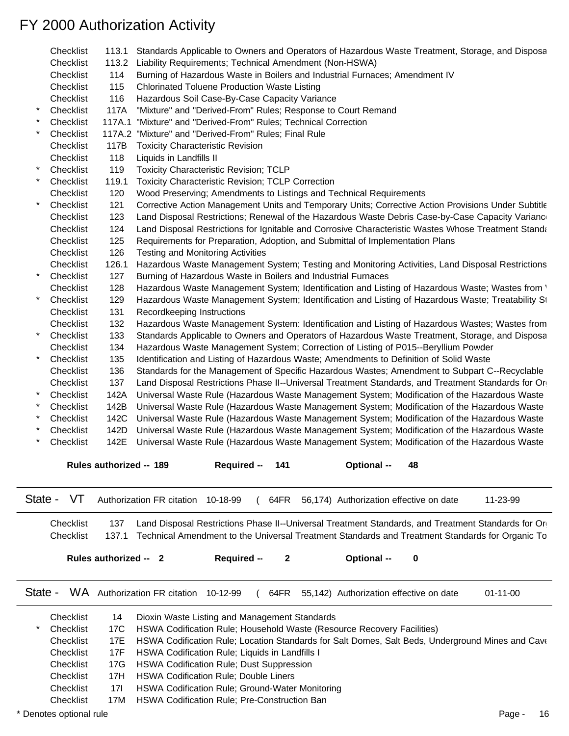# FY 2000 Authorization Activity

| | | | |
|---|---|---|---|
| | Checklist | 113.1 | Standards Applicable to Owners and Operators of Hazardous Waste Treatment, Storage, and Disposa |
| | Checklist | 113.2 | Liability Requirements; Technical Amendment (Non-HSWA) |
| | Checklist | 114 | Burning of Hazardous Waste in Boilers and Industrial Furnaces; Amendment IV |
| | Checklist | 115 | Chlorinated Toluene Production Waste Listing |
| | Checklist | 116 | Hazardous Soil Case-By-Case Capacity Variance |
| * | Checklist | 117A | "Mixture" and "Derived-From" Rules; Response to Court Remand |
| * | Checklist | 117A.1 | "Mixture" and "Derived-From" Rules; Technical Correction |
| * | Checklist | 117A.2 | "Mixture" and "Derived-From" Rules; Final Rule |
| | Checklist | 117B | Toxicity Characteristic Revision |
| | Checklist | 118 | Liquids in Landfills II |
| * | Checklist | 119 | Toxicity Characteristic Revision; TCLP |
| * | Checklist | 119.1 | Toxicity Characteristic Revision; TCLP Correction |
| | Checklist | 120 | Wood Preserving; Amendments to Listings and Technical Requirements |
| * | Checklist | 121 | Corrective Action Management Units and Temporary Units; Corrective Action Provisions Under Subtitle |
| | Checklist | 123 | Land Disposal Restrictions; Renewal of the Hazardous Waste Debris Case-by-Case Capacity Varianc |
| | Checklist | 124 | Land Disposal Restrictions for Ignitable and Corrosive Characteristic Wastes Whose Treatment Standa |
| | Checklist | 125 | Requirements for Preparation, Adoption, and Submittal of Implementation Plans |
| | Checklist | 126 | Testing and Monitoring Activities |
| | Checklist | 126.1 | Hazardous Waste Management System; Testing and Monitoring Activities, Land Disposal Restrictions |
| * | Checklist | 127 | Burning of Hazardous Waste in Boilers and Industrial Furnaces |
| | Checklist | 128 | Hazardous Waste Management System; Identification and Listing of Hazardous Waste; Wastes from |
| * | Checklist | 129 | Hazardous Waste Management System; Identification and Listing of Hazardous Waste; Treatability St |
| | Checklist | 131 | Recordkeeping Instructions |
| | Checklist | 132 | Hazardous Waste Management System: Identification and Listing of Hazardous Wastes; Wastes from |
| * | Checklist | 133 | Standards Applicable to Owners and Operators of Hazardous Waste Treatment, Storage, and Disposa |
| | Checklist | 134 | Hazardous Waste Management System; Correction of Listing of P015--Beryllium Powder |
| * | Checklist | 135 | Identification and Listing of Hazardous Waste; Amendments to Definition of Solid Waste |
| | Checklist | 136 | Standards for the Management of Specific Hazardous Wastes; Amendment to Subpart C--Recyclable |
| | Checklist | 137 | Land Disposal Restrictions Phase II--Universal Treatment Standards, and Treatment Standards for Or |
| * | Checklist | 142A | Universal Waste Rule (Hazardous Waste Management System; Modification of the Hazardous Waste |
| * | Checklist | 142B | Universal Waste Rule (Hazardous Waste Management System; Modification of the Hazardous Waste |
| * | Checklist | 142C | Universal Waste Rule (Hazardous Waste Management System; Modification of the Hazardous Waste |
| * | Checklist | 142D | Universal Waste Rule (Hazardous Waste Management System; Modification of the Hazardous Waste |
| * | Checklist | 142E | Universal Waste Rule (Hazardous Waste Management System; Modification of the Hazardous Waste |

**Rules authorized -- 189** **Required -- 141** **Optional -- 48**

---

State - VT Authorization FR citation 10-18-99 ( 64FR 56,174) Authorization effective on date 11-23-99

---

| | | |
|---|---|---|
| Checklist | 137 | Land Disposal Restrictions Phase II--Universal Treatment Standards, and Treatment Standards for Or |
| Checklist | 137.1 | Technical Amendment to the Universal Treatment Standards and Treatment Standards for Organic To |

**Rules authorized -- 2** **Required -- 2** **Optional -- 0**

---

State - WA Authorization FR citation 10-12-99 ( 64FR 55,142) Authorization effective on date 01-11-00

---

| | | | |
|---|---|---|---|
| | Checklist | 14 | Dioxin Waste Listing and Management Standards |
| * | Checklist | 17C | HSWA Codification Rule; Household Waste (Resource Recovery Facilities) |
| | Checklist | 17E | HSWA Codification Rule; Location Standards for Salt Domes, Salt Beds, Underground Mines and Cave |
| | Checklist | 17F | HSWA Codification Rule; Liquids in Landfills I |
| | Checklist | 17G | HSWA Codification Rule; Dust Suppression |
| | Checklist | 17H | HSWA Codification Rule; Double Liners |
| | Checklist | 17I | HSWA Codification Rule; Ground-Water Monitoring |
| | Checklist | 17M | HSWA Codification Rule; Pre-Construction Ban |

\* Denotes optional rule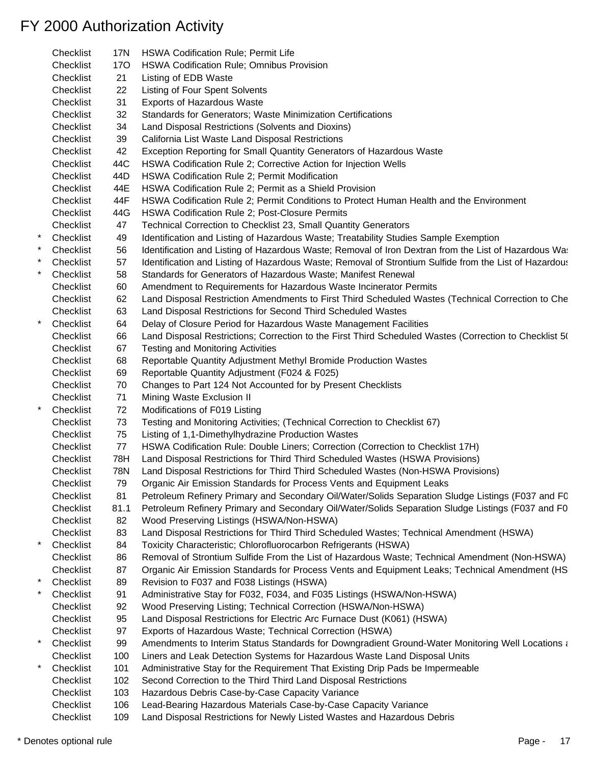# FY 2000 Authorization Activity

| | | | |
|---|---|---|---|
| | Checklist | 17N | HSWA Codification Rule; Permit Life |
| | Checklist | 17O | HSWA Codification Rule; Omnibus Provision |
| | Checklist | 21 | Listing of EDB Waste |
| | Checklist | 22 | Listing of Four Spent Solvents |
| | Checklist | 31 | Exports of Hazardous Waste |
| | Checklist | 32 | Standards for Generators; Waste Minimization Certifications |
| | Checklist | 34 | Land Disposal Restrictions (Solvents and Dioxins) |
| | Checklist | 39 | California List Waste Land Disposal Restrictions |
| | Checklist | 42 | Exception Reporting for Small Quantity Generators of Hazardous Waste |
| | Checklist | 44C | HSWA Codification Rule 2; Corrective Action for Injection Wells |
| | Checklist | 44D | HSWA Codification Rule 2; Permit Modification |
| | Checklist | 44E | HSWA Codification Rule 2; Permit as a Shield Provision |
| | Checklist | 44F | HSWA Codification Rule 2; Permit Conditions to Protect Human Health and the Environment |
| | Checklist | 44G | HSWA Codification Rule 2; Post-Closure Permits |
| | Checklist | 47 | Technical Correction to Checklist 23, Small Quantity Generators |
| * | Checklist | 49 | Identification and Listing of Hazardous Waste; Treatability Studies Sample Exemption |
| * | Checklist | 56 | Identification and Listing of Hazardous Waste; Removal of Iron Dextran from the List of Hazardous Wa |
| * | Checklist | 57 | Identification and Listing of Hazardous Waste; Removal of Strontium Sulfide from the List of Hazardous |
| * | Checklist | 58 | Standards for Generators of Hazardous Waste; Manifest Renewal |
| | Checklist | 60 | Amendment to Requirements for Hazardous Waste Incinerator Permits |
| | Checklist | 62 | Land Disposal Restriction Amendments to First Third Scheduled Wastes (Technical Correction to Che |
| | Checklist | 63 | Land Disposal Restrictions for Second Third Scheduled Wastes |
| * | Checklist | 64 | Delay of Closure Period for Hazardous Waste Management Facilities |
| | Checklist | 66 | Land Disposal Restrictions; Correction to the First Third Scheduled Wastes (Correction to Checklist 5 |
| | Checklist | 67 | Testing and Monitoring Activities |
| | Checklist | 68 | Reportable Quantity Adjustment Methyl Bromide Production Wastes |
| | Checklist | 69 | Reportable Quantity Adjustment (F024 & F025) |
| | Checklist | 70 | Changes to Part 124 Not Accounted for by Present Checklists |
| | Checklist | 71 | Mining Waste Exclusion II |
| * | Checklist | 72 | Modifications of F019 Listing |
| | Checklist | 73 | Testing and Monitoring Activities; (Technical Correction to Checklist 67) |
| | Checklist | 75 | Listing of 1,1-Dimethylhydrazine Production Wastes |
| | Checklist | 77 | HSWA Codification Rule: Double Liners; Correction (Correction to Checklist 17H) |
| | Checklist | 78H | Land Disposal Restrictions for Third Third Scheduled Wastes (HSWA Provisions) |
| | Checklist | 78N | Land Disposal Restrictions for Third Third Scheduled Wastes (Non-HSWA Provisions) |
| | Checklist | 79 | Organic Air Emission Standards for Process Vents and Equipment Leaks |
| | Checklist | 81 | Petroleum Refinery Primary and Secondary Oil/Water/Solids Separation Sludge Listings (F037 and F0 |
| | Checklist | 81.1 | Petroleum Refinery Primary and Secondary Oil/Water/Solids Separation Sludge Listings (F037 and F0 |
| | Checklist | 82 | Wood Preserving Listings (HSWA/Non-HSWA) |
| | Checklist | 83 | Land Disposal Restrictions for Third Third Scheduled Wastes; Technical Amendment (HSWA) |
| * | Checklist | 84 | Toxicity Characteristic; Chlorofluorocarbon Refrigerants (HSWA) |
| | Checklist | 86 | Removal of Strontium Sulfide From the List of Hazardous Waste; Technical Amendment (Non-HSWA) |
| | Checklist | 87 | Organic Air Emission Standards for Process Vents and Equipment Leaks; Technical Amendment (HS |
| * | Checklist | 89 | Revision to F037 and F038 Listings (HSWA) |
| * | Checklist | 91 | Administrative Stay for F032, F034, and F035 Listings (HSWA/Non-HSWA) |
| | Checklist | 92 | Wood Preserving Listing; Technical Correction (HSWA/Non-HSWA) |
| | Checklist | 95 | Land Disposal Restrictions for Electric Arc Furnace Dust (K061) (HSWA) |
| | Checklist | 97 | Exports of Hazardous Waste; Technical Correction (HSWA) |
| * | Checklist | 99 | Amendments to Interim Status Standards for Downgradient Ground-Water Monitoring Well Locations a |
| | Checklist | 100 | Liners and Leak Detection Systems for Hazardous Waste Land Disposal Units |
| * | Checklist | 101 | Administrative Stay for the Requirement That Existing Drip Pads be Impermeable |
| | Checklist | 102 | Second Correction to the Third Third Land Disposal Restrictions |
| | Checklist | 103 | Hazardous Debris Case-by-Case Capacity Variance |
| | Checklist | 106 | Lead-Bearing Hazardous Materials Case-by-Case Capacity Variance |
| | Checklist | 109 | Land Disposal Restrictions for Newly Listed Wastes and Hazardous Debris |

* Denotes optional rule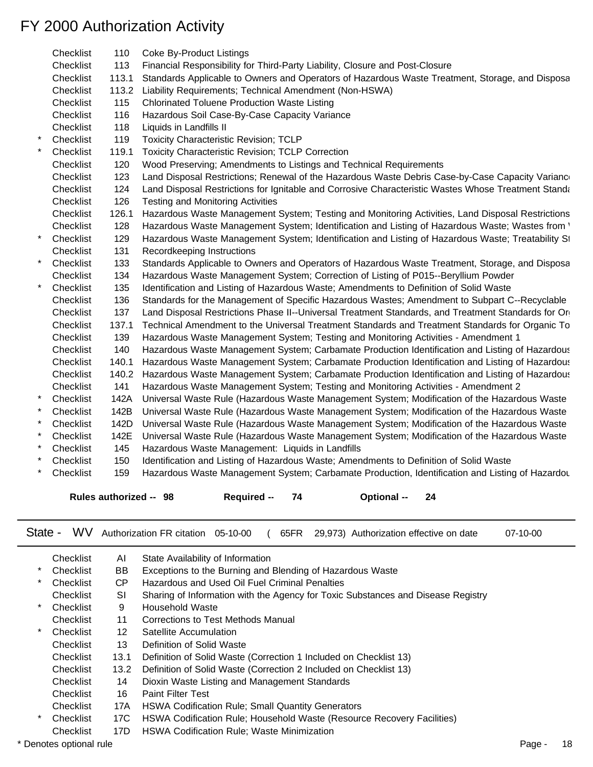# FY 2000 Authorization Activity

| | | | |
|---|---|---|---|
| | Checklist | 110 | Coke By-Product Listings |
| | Checklist | 113 | Financial Responsibility for Third-Party Liability, Closure and Post-Closure |
| | Checklist | 113.1 | Standards Applicable to Owners and Operators of Hazardous Waste Treatment, Storage, and Disposa |
| | Checklist | 113.2 | Liability Requirements; Technical Amendment (Non-HSWA) |
| | Checklist | 115 | Chlorinated Toluene Production Waste Listing |
| | Checklist | 116 | Hazardous Soil Case-By-Case Capacity Variance |
| | Checklist | 118 | Liquids in Landfills II |
| * | Checklist | 119 | Toxicity Characteristic Revision; TCLP |
| * | Checklist | 119.1 | Toxicity Characteristic Revision; TCLP Correction |
| | Checklist | 120 | Wood Preserving; Amendments to Listings and Technical Requirements |
| | Checklist | 123 | Land Disposal Restrictions; Renewal of the Hazardous Waste Debris Case-by-Case Capacity Varianc |
| | Checklist | 124 | Land Disposal Restrictions for Ignitable and Corrosive Characteristic Wastes Whose Treatment Standa |
| | Checklist | 126 | Testing and Monitoring Activities |
| | Checklist | 126.1 | Hazardous Waste Management System; Testing and Monitoring Activities, Land Disposal Restrictions |
| | Checklist | 128 | Hazardous Waste Management System; Identification and Listing of Hazardous Waste; Wastes from \ |
| * | Checklist | 129 | Hazardous Waste Management System; Identification and Listing of Hazardous Waste; Treatability St |
| | Checklist | 131 | Recordkeeping Instructions |
| * | Checklist | 133 | Standards Applicable to Owners and Operators of Hazardous Waste Treatment, Storage, and Disposa |
| | Checklist | 134 | Hazardous Waste Management System; Correction of Listing of P015--Beryllium Powder |
| * | Checklist | 135 | Identification and Listing of Hazardous Waste; Amendments to Definition of Solid Waste |
| | Checklist | 136 | Standards for the Management of Specific Hazardous Wastes; Amendment to Subpart C--Recyclable |
| | Checklist | 137 | Land Disposal Restrictions Phase II--Universal Treatment Standards, and Treatment Standards for Or |
| | Checklist | 137.1 | Technical Amendment to the Universal Treatment Standards and Treatment Standards for Organic To |
| | Checklist | 139 | Hazardous Waste Management System; Testing and Monitoring Activities - Amendment 1 |
| | Checklist | 140 | Hazardous Waste Management System; Carbamate Production Identification and Listing of Hazardous |
| | Checklist | 140.1 | Hazardous Waste Management System; Carbamate Production Identification and Listing of Hazardous |
| | Checklist | 140.2 | Hazardous Waste Management System; Carbamate Production Identification and Listing of Hazardous |
| | Checklist | 141 | Hazardous Waste Management System; Testing and Monitoring Activities - Amendment 2 |
| * | Checklist | 142A | Universal Waste Rule (Hazardous Waste Management System; Modification of the Hazardous Waste |
| * | Checklist | 142B | Universal Waste Rule (Hazardous Waste Management System; Modification of the Hazardous Waste |
| * | Checklist | 142D | Universal Waste Rule (Hazardous Waste Management System; Modification of the Hazardous Waste |
| * | Checklist | 142E | Universal Waste Rule (Hazardous Waste Management System; Modification of the Hazardous Waste |
| * | Checklist | 145 | Hazardous Waste Management: Liquids in Landfills |
| * | Checklist | 150 | Identification and Listing of Hazardous Waste; Amendments to Definition of Solid Waste |
| * | Checklist | 159 | Hazardous Waste Management System; Carbamate Production, Identification and Listing of Hazardou |

**Rules authorized -- 98** **Required -- 74** **Optional -- 24**

---

State - WV Authorization FR citation 05-10-00 ( 65FR 29,973) Authorization effective on date 07-10-00

---

| | | | |
|---|---|---|---|
| | Checklist | AI | State Availability of Information |
| * | Checklist | BB | Exceptions to the Burning and Blending of Hazardous Waste |
| * | Checklist | CP | Hazardous and Used Oil Fuel Criminal Penalties |
| | Checklist | SI | Sharing of Information with the Agency for Toxic Substances and Disease Registry |
| * | Checklist | 9 | Household Waste |
| | Checklist | 11 | Corrections to Test Methods Manual |
| * | Checklist | 12 | Satellite Accumulation |
| | Checklist | 13 | Definition of Solid Waste |
| | Checklist | 13.1 | Definition of Solid Waste (Correction 1 Included on Checklist 13) |
| | Checklist | 13.2 | Definition of Solid Waste (Correction 2 Included on Checklist 13) |
| | Checklist | 14 | Dioxin Waste Listing and Management Standards |
| | Checklist | 16 | Paint Filter Test |
| | Checklist | 17A | HSWA Codification Rule; Small Quantity Generators |
| * | Checklist | 17C | HSWA Codification Rule; Household Waste (Resource Recovery Facilities) |
| | Checklist | 17D | HSWA Codification Rule; Waste Minimization |

* Denotes optional rule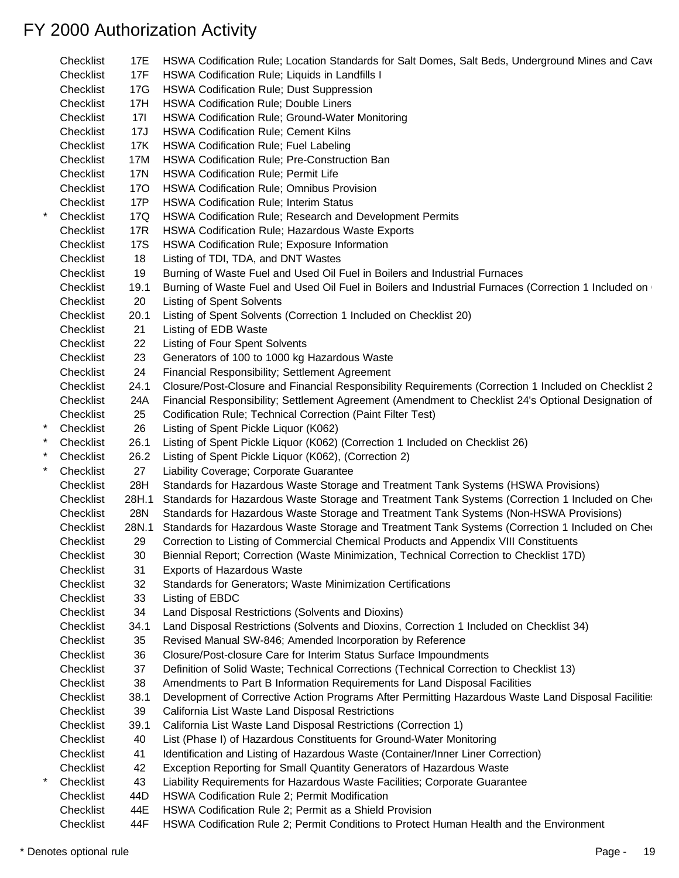# FY 2000 Authorization Activity

| | | | |
|---|---|---|---|
| | Checklist | 17E | HSWA Codification Rule; Location Standards for Salt Domes, Salt Beds, Underground Mines and Cave |
| | Checklist | 17F | HSWA Codification Rule; Liquids in Landfills I |
| | Checklist | 17G | HSWA Codification Rule; Dust Suppression |
| | Checklist | 17H | HSWA Codification Rule; Double Liners |
| | Checklist | 17I | HSWA Codification Rule; Ground-Water Monitoring |
| | Checklist | 17J | HSWA Codification Rule; Cement Kilns |
| | Checklist | 17K | HSWA Codification Rule; Fuel Labeling |
| | Checklist | 17M | HSWA Codification Rule; Pre-Construction Ban |
| | Checklist | 17N | HSWA Codification Rule; Permit Life |
| | Checklist | 17O | HSWA Codification Rule; Omnibus Provision |
| | Checklist | 17P | HSWA Codification Rule; Interim Status |
| * | Checklist | 17Q | HSWA Codification Rule; Research and Development Permits |
| | Checklist | 17R | HSWA Codification Rule; Hazardous Waste Exports |
| | Checklist | 17S | HSWA Codification Rule; Exposure Information |
| | Checklist | 18 | Listing of TDI, TDA, and DNT Wastes |
| | Checklist | 19 | Burning of Waste Fuel and Used Oil Fuel in Boilers and Industrial Furnaces |
| | Checklist | 19.1 | Burning of Waste Fuel and Used Oil Fuel in Boilers and Industrial Furnaces (Correction 1 Included on |
| | Checklist | 20 | Listing of Spent Solvents |
| | Checklist | 20.1 | Listing of Spent Solvents (Correction 1 Included on Checklist 20) |
| | Checklist | 21 | Listing of EDB Waste |
| | Checklist | 22 | Listing of Four Spent Solvents |
| | Checklist | 23 | Generators of 100 to 1000 kg Hazardous Waste |
| | Checklist | 24 | Financial Responsibility; Settlement Agreement |
| | Checklist | 24.1 | Closure/Post-Closure and Financial Responsibility Requirements (Correction 1 Included on Checklist 2 |
| | Checklist | 24A | Financial Responsibility; Settlement Agreement (Amendment to Checklist 24's Optional Designation of |
| | Checklist | 25 | Codification Rule; Technical Correction (Paint Filter Test) |
| * | Checklist | 26 | Listing of Spent Pickle Liquor (K062) |
| * | Checklist | 26.1 | Listing of Spent Pickle Liquor (K062) (Correction 1 Included on Checklist 26) |
| * | Checklist | 26.2 | Listing of Spent Pickle Liquor (K062), (Correction 2) |
| * | Checklist | 27 | Liability Coverage; Corporate Guarantee |
| | Checklist | 28H | Standards for Hazardous Waste Storage and Treatment Tank Systems (HSWA Provisions) |
| | Checklist | 28H.1 | Standards for Hazardous Waste Storage and Treatment Tank Systems (Correction 1 Included on Che |
| | Checklist | 28N | Standards for Hazardous Waste Storage and Treatment Tank Systems (Non-HSWA Provisions) |
| | Checklist | 28N.1 | Standards for Hazardous Waste Storage and Treatment Tank Systems (Correction 1 Included on Che |
| | Checklist | 29 | Correction to Listing of Commercial Chemical Products and Appendix VIII Constituents |
| | Checklist | 30 | Biennial Report; Correction (Waste Minimization, Technical Correction to Checklist 17D) |
| | Checklist | 31 | Exports of Hazardous Waste |
| | Checklist | 32 | Standards for Generators; Waste Minimization Certifications |
| | Checklist | 33 | Listing of EBDC |
| | Checklist | 34 | Land Disposal Restrictions (Solvents and Dioxins) |
| | Checklist | 34.1 | Land Disposal Restrictions (Solvents and Dioxins, Correction 1 Included on Checklist 34) |
| | Checklist | 35 | Revised Manual SW-846; Amended Incorporation by Reference |
| | Checklist | 36 | Closure/Post-closure Care for Interim Status Surface Impoundments |
| | Checklist | 37 | Definition of Solid Waste; Technical Corrections (Technical Correction to Checklist 13) |
| | Checklist | 38 | Amendments to Part B Information Requirements for Land Disposal Facilities |
| | Checklist | 38.1 | Development of Corrective Action Programs After Permitting Hazardous Waste Land Disposal Facilitie |
| | Checklist | 39 | California List Waste Land Disposal Restrictions |
| | Checklist | 39.1 | California List Waste Land Disposal Restrictions (Correction 1) |
| | Checklist | 40 | List (Phase I) of Hazardous Constituents for Ground-Water Monitoring |
| | Checklist | 41 | Identification and Listing of Hazardous Waste (Container/Inner Liner Correction) |
| | Checklist | 42 | Exception Reporting for Small Quantity Generators of Hazardous Waste |
| * | Checklist | 43 | Liability Requirements for Hazardous Waste Facilities; Corporate Guarantee |
| | Checklist | 44D | HSWA Codification Rule 2; Permit Modification |
| | Checklist | 44E | HSWA Codification Rule 2; Permit as a Shield Provision |
| | Checklist | 44F | HSWA Codification Rule 2; Permit Conditions to Protect Human Health and the Environment |

* Denotes optional rule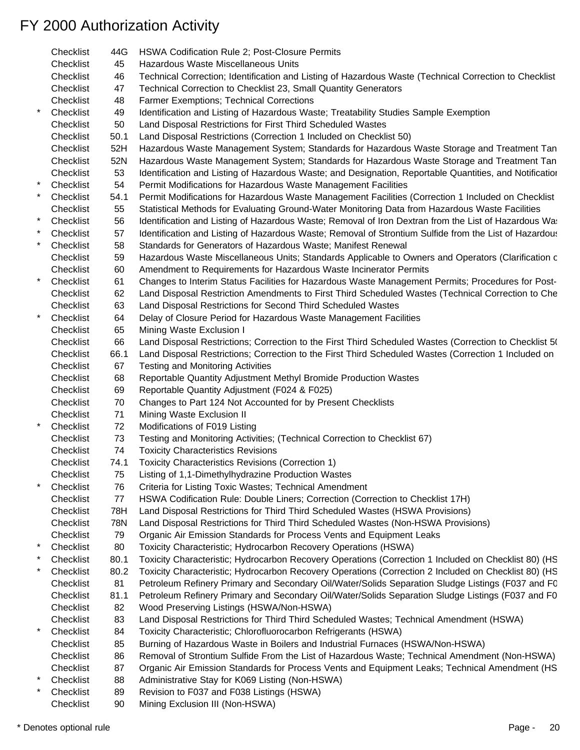# FY 2000 Authorization Activity

| | | | |
|---|---|---|---|
| | Checklist | 44G | HSWA Codification Rule 2; Post-Closure Permits |
| | Checklist | 45 | Hazardous Waste Miscellaneous Units |
| | Checklist | 46 | Technical Correction; Identification and Listing of Hazardous Waste (Technical Correction to Checklist |
| | Checklist | 47 | Technical Correction to Checklist 23, Small Quantity Generators |
| | Checklist | 48 | Farmer Exemptions; Technical Corrections |
| * | Checklist | 49 | Identification and Listing of Hazardous Waste; Treatability Studies Sample Exemption |
| | Checklist | 50 | Land Disposal Restrictions for First Third Scheduled Wastes |
| | Checklist | 50.1 | Land Disposal Restrictions (Correction 1 Included on Checklist 50) |
| | Checklist | 52H | Hazardous Waste Management System; Standards for Hazardous Waste Storage and Treatment Tan |
| | Checklist | 52N | Hazardous Waste Management System; Standards for Hazardous Waste Storage and Treatment Tan |
| | Checklist | 53 | Identification and Listing of Hazardous Waste; and Designation, Reportable Quantities, and Notificatior |
| * | Checklist | 54 | Permit Modifications for Hazardous Waste Management Facilities |
| * | Checklist | 54.1 | Permit Modifications for Hazardous Waste Management Facilities (Correction 1 Included on Checklist |
| | Checklist | 55 | Statistical Methods for Evaluating Ground-Water Monitoring Data from Hazardous Waste Facilities |
| * | Checklist | 56 | Identification and Listing of Hazardous Waste; Removal of Iron Dextran from the List of Hazardous Was |
| * | Checklist | 57 | Identification and Listing of Hazardous Waste; Removal of Strontium Sulfide from the List of Hazardous |
| * | Checklist | 58 | Standards for Generators of Hazardous Waste; Manifest Renewal |
| | Checklist | 59 | Hazardous Waste Miscellaneous Units; Standards Applicable to Owners and Operators (Clarification c |
| | Checklist | 60 | Amendment to Requirements for Hazardous Waste Incinerator Permits |
| * | Checklist | 61 | Changes to Interim Status Facilities for Hazardous Waste Management Permits; Procedures for Post- |
| | Checklist | 62 | Land Disposal Restriction Amendments to First Third Scheduled Wastes (Technical Correction to Che |
| | Checklist | 63 | Land Disposal Restrictions for Second Third Scheduled Wastes |
| * | Checklist | 64 | Delay of Closure Period for Hazardous Waste Management Facilities |
| | Checklist | 65 | Mining Waste Exclusion I |
| | Checklist | 66 | Land Disposal Restrictions; Correction to the First Third Scheduled Wastes (Correction to Checklist 5( |
| | Checklist | 66.1 | Land Disposal Restrictions; Correction to the First Third Scheduled Wastes (Correction 1 Included on |
| | Checklist | 67 | Testing and Monitoring Activities |
| | Checklist | 68 | Reportable Quantity Adjustment Methyl Bromide Production Wastes |
| | Checklist | 69 | Reportable Quantity Adjustment (F024 & F025) |
| | Checklist | 70 | Changes to Part 124 Not Accounted for by Present Checklists |
| | Checklist | 71 | Mining Waste Exclusion II |
| * | Checklist | 72 | Modifications of F019 Listing |
| | Checklist | 73 | Testing and Monitoring Activities; (Technical Correction to Checklist 67) |
| | Checklist | 74 | Toxicity Characteristics Revisions |
| | Checklist | 74.1 | Toxicity Characteristics Revisions (Correction 1) |
| | Checklist | 75 | Listing of 1,1-Dimethylhydrazine Production Wastes |
| * | Checklist | 76 | Criteria for Listing Toxic Wastes; Technical Amendment |
| | Checklist | 77 | HSWA Codification Rule: Double Liners; Correction (Correction to Checklist 17H) |
| | Checklist | 78H | Land Disposal Restrictions for Third Third Scheduled Wastes (HSWA Provisions) |
| | Checklist | 78N | Land Disposal Restrictions for Third Third Scheduled Wastes (Non-HSWA Provisions) |
| | Checklist | 79 | Organic Air Emission Standards for Process Vents and Equipment Leaks |
| * | Checklist | 80 | Toxicity Characteristic; Hydrocarbon Recovery Operations (HSWA) |
| * | Checklist | 80.1 | Toxicity Characteristic; Hydrocarbon Recovery Operations (Correction 1 Included on Checklist 80) (HS |
| * | Checklist | 80.2 | Toxicity Characteristic; Hydrocarbon Recovery Operations (Correction 2 Included on Checklist 80) (HS |
| | Checklist | 81 | Petroleum Refinery Primary and Secondary Oil/Water/Solids Separation Sludge Listings (F037 and F0 |
| | Checklist | 81.1 | Petroleum Refinery Primary and Secondary Oil/Water/Solids Separation Sludge Listings (F037 and F0 |
| | Checklist | 82 | Wood Preserving Listings (HSWA/Non-HSWA) |
| | Checklist | 83 | Land Disposal Restrictions for Third Third Scheduled Wastes; Technical Amendment (HSWA) |
| * | Checklist | 84 | Toxicity Characteristic; Chlorofluorocarbon Refrigerants (HSWA) |
| | Checklist | 85 | Burning of Hazardous Waste in Boilers and Industrial Furnaces (HSWA/Non-HSWA) |
| | Checklist | 86 | Removal of Strontium Sulfide From the List of Hazardous Waste; Technical Amendment (Non-HSWA) |
| | Checklist | 87 | Organic Air Emission Standards for Process Vents and Equipment Leaks; Technical Amendment (HS |
| * | Checklist | 88 | Administrative Stay for K069 Listing (Non-HSWA) |
| * | Checklist | 89 | Revision to F037 and F038 Listings (HSWA) |
| | Checklist | 90 | Mining Exclusion III (Non-HSWA) |

* Denotes optional rule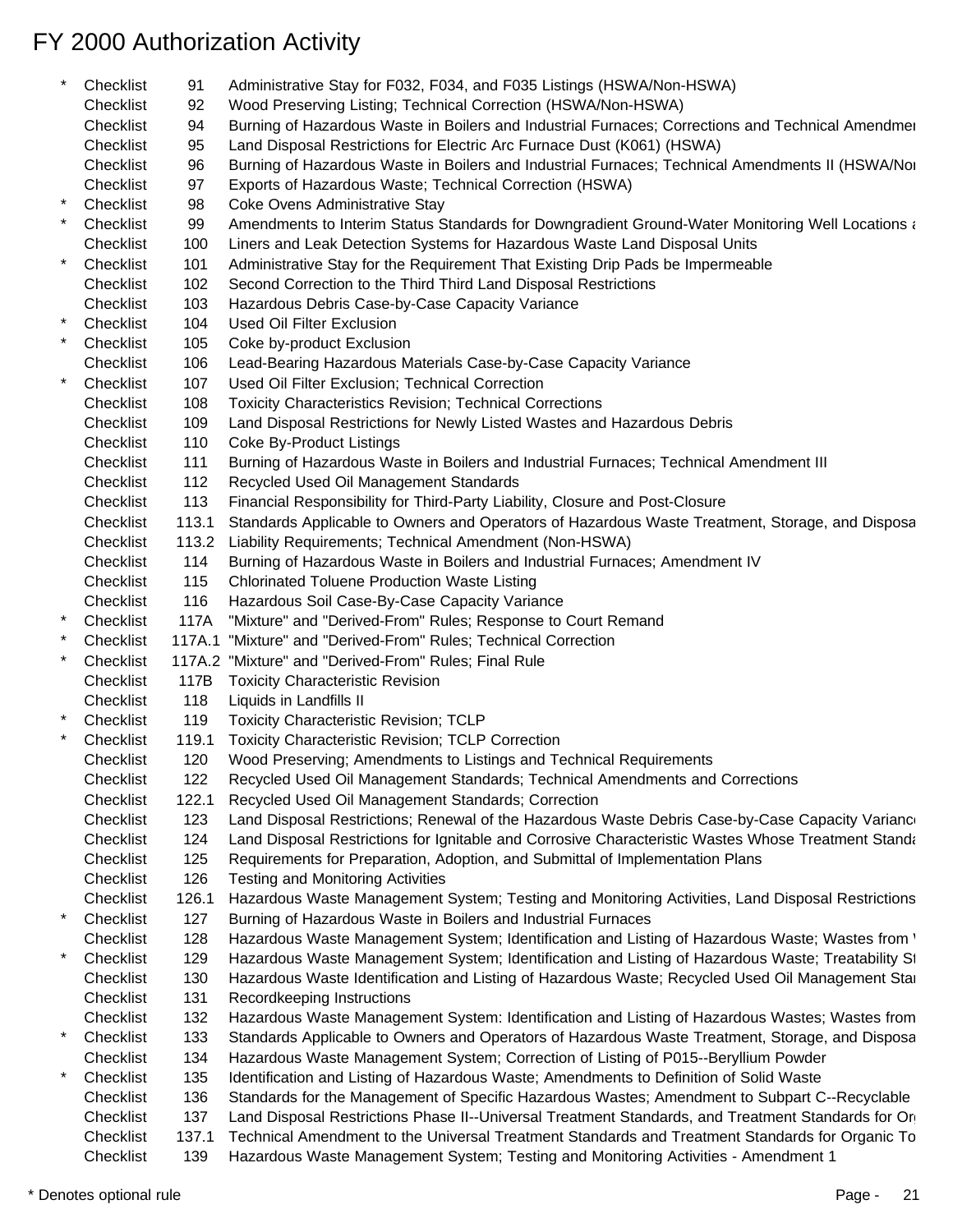# FY 2000 Authorization Activity

| | | | |
|---|---|---|---|
| * | Checklist | 91 | Administrative Stay for F032, F034, and F035 Listings (HSWA/Non-HSWA) |
| | Checklist | 92 | Wood Preserving Listing; Technical Correction (HSWA/Non-HSWA) |
| | Checklist | 94 | Burning of Hazardous Waste in Boilers and Industrial Furnaces; Corrections and Technical Amendmen |
| | Checklist | 95 | Land Disposal Restrictions for Electric Arc Furnace Dust (K061) (HSWA) |
| | Checklist | 96 | Burning of Hazardous Waste in Boilers and Industrial Furnaces; Technical Amendments II (HSWA/Non |
| | Checklist | 97 | Exports of Hazardous Waste; Technical Correction (HSWA) |
| * | Checklist | 98 | Coke Ovens Administrative Stay |
| * | Checklist | 99 | Amendments to Interim Status Standards for Downgradient Ground-Water Monitoring Well Locations a |
| | Checklist | 100 | Liners and Leak Detection Systems for Hazardous Waste Land Disposal Units |
| * | Checklist | 101 | Administrative Stay for the Requirement That Existing Drip Pads be Impermeable |
| | Checklist | 102 | Second Correction to the Third Third Land Disposal Restrictions |
| | Checklist | 103 | Hazardous Debris Case-by-Case Capacity Variance |
| * | Checklist | 104 | Used Oil Filter Exclusion |
| * | Checklist | 105 | Coke by-product Exclusion |
| | Checklist | 106 | Lead-Bearing Hazardous Materials Case-by-Case Capacity Variance |
| * | Checklist | 107 | Used Oil Filter Exclusion; Technical Correction |
| | Checklist | 108 | Toxicity Characteristics Revision; Technical Corrections |
| | Checklist | 109 | Land Disposal Restrictions for Newly Listed Wastes and Hazardous Debris |
| | Checklist | 110 | Coke By-Product Listings |
| | Checklist | 111 | Burning of Hazardous Waste in Boilers and Industrial Furnaces; Technical Amendment III |
| | Checklist | 112 | Recycled Used Oil Management Standards |
| | Checklist | 113 | Financial Responsibility for Third-Party Liability, Closure and Post-Closure |
| | Checklist | 113.1 | Standards Applicable to Owners and Operators of Hazardous Waste Treatment, Storage, and Disposa |
| | Checklist | 113.2 | Liability Requirements; Technical Amendment (Non-HSWA) |
| | Checklist | 114 | Burning of Hazardous Waste in Boilers and Industrial Furnaces; Amendment IV |
| | Checklist | 115 | Chlorinated Toluene Production Waste Listing |
| | Checklist | 116 | Hazardous Soil Case-By-Case Capacity Variance |
| * | Checklist | 117A | "Mixture" and "Derived-From" Rules; Response to Court Remand |
| * | Checklist | 117A.1 | "Mixture" and "Derived-From" Rules; Technical Correction |
| * | Checklist | 117A.2 | "Mixture" and "Derived-From" Rules; Final Rule |
| | Checklist | 117B | Toxicity Characteristic Revision |
| | Checklist | 118 | Liquids in Landfills II |
| * | Checklist | 119 | Toxicity Characteristic Revision; TCLP |
| * | Checklist | 119.1 | Toxicity Characteristic Revision; TCLP Correction |
| | Checklist | 120 | Wood Preserving; Amendments to Listings and Technical Requirements |
| | Checklist | 122 | Recycled Used Oil Management Standards; Technical Amendments and Corrections |
| | Checklist | 122.1 | Recycled Used Oil Management Standards; Correction |
| | Checklist | 123 | Land Disposal Restrictions; Renewal of the Hazardous Waste Debris Case-by-Case Capacity Varianc |
| | Checklist | 124 | Land Disposal Restrictions for Ignitable and Corrosive Characteristic Wastes Whose Treatment Standa |
| | Checklist | 125 | Requirements for Preparation, Adoption, and Submittal of Implementation Plans |
| | Checklist | 126 | Testing and Monitoring Activities |
| | Checklist | 126.1 | Hazardous Waste Management System; Testing and Monitoring Activities, Land Disposal Restrictions |
| * | Checklist | 127 | Burning of Hazardous Waste in Boilers and Industrial Furnaces |
| | Checklist | 128 | Hazardous Waste Management System; Identification and Listing of Hazardous Waste; Wastes from |
| * | Checklist | 129 | Hazardous Waste Management System; Identification and Listing of Hazardous Waste; Treatability St |
| | Checklist | 130 | Hazardous Waste Identification and Listing of Hazardous Waste; Recycled Used Oil Management Stan |
| | Checklist | 131 | Recordkeeping Instructions |
| | Checklist | 132 | Hazardous Waste Management System: Identification and Listing of Hazardous Wastes; Wastes from |
| * | Checklist | 133 | Standards Applicable to Owners and Operators of Hazardous Waste Treatment, Storage, and Disposa |
| | Checklist | 134 | Hazardous Waste Management System; Correction of Listing of P015--Beryllium Powder |
| * | Checklist | 135 | Identification and Listing of Hazardous Waste; Amendments to Definition of Solid Waste |
| | Checklist | 136 | Standards for the Management of Specific Hazardous Wastes; Amendment to Subpart C--Recyclable |
| | Checklist | 137 | Land Disposal Restrictions Phase II--Universal Treatment Standards, and Treatment Standards for Or |
| | Checklist | 137.1 | Technical Amendment to the Universal Treatment Standards and Treatment Standards for Organic To |
| | Checklist | 139 | Hazardous Waste Management System; Testing and Monitoring Activities - Amendment 1 |

\* Denotes optional rule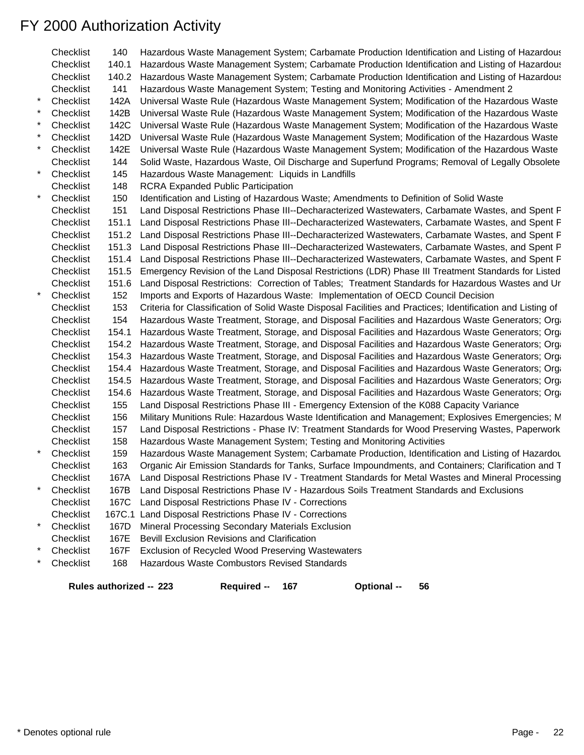# FY 2000 Authorization Activity

| | | | |
|---|---|---|---|
| | Checklist | 140 | Hazardous Waste Management System; Carbamate Production Identification and Listing of Hazardous |
| | Checklist | 140.1 | Hazardous Waste Management System; Carbamate Production Identification and Listing of Hazardous |
| | Checklist | 140.2 | Hazardous Waste Management System; Carbamate Production Identification and Listing of Hazardous |
| | Checklist | 141 | Hazardous Waste Management System; Testing and Monitoring Activities - Amendment 2 |
| * | Checklist | 142A | Universal Waste Rule (Hazardous Waste Management System; Modification of the Hazardous Waste |
| * | Checklist | 142B | Universal Waste Rule (Hazardous Waste Management System; Modification of the Hazardous Waste |
| * | Checklist | 142C | Universal Waste Rule (Hazardous Waste Management System; Modification of the Hazardous Waste |
| * | Checklist | 142D | Universal Waste Rule (Hazardous Waste Management System; Modification of the Hazardous Waste |
| * | Checklist | 142E | Universal Waste Rule (Hazardous Waste Management System; Modification of the Hazardous Waste |
| | Checklist | 144 | Solid Waste, Hazardous Waste, Oil Discharge and Superfund Programs; Removal of Legally Obsolete |
| * | Checklist | 145 | Hazardous Waste Management: Liquids in Landfills |
| | Checklist | 148 | RCRA Expanded Public Participation |
| * | Checklist | 150 | Identification and Listing of Hazardous Waste; Amendments to Definition of Solid Waste |
| | Checklist | 151 | Land Disposal Restrictions Phase III--Decharacterized Wastewaters, Carbamate Wastes, and Spent P |
| | Checklist | 151.1 | Land Disposal Restrictions Phase III--Decharacterized Wastewaters, Carbamate Wastes, and Spent P |
| | Checklist | 151.2 | Land Disposal Restrictions Phase III--Decharacterized Wastewaters, Carbamate Wastes, and Spent P |
| | Checklist | 151.3 | Land Disposal Restrictions Phase III--Decharacterized Wastewaters, Carbamate Wastes, and Spent P |
| | Checklist | 151.4 | Land Disposal Restrictions Phase III--Decharacterized Wastewaters, Carbamate Wastes, and Spent P |
| | Checklist | 151.5 | Emergency Revision of the Land Disposal Restrictions (LDR) Phase III Treatment Standards for Listed |
| | Checklist | 151.6 | Land Disposal Restrictions: Correction of Tables; Treatment Standards for Hazardous Wastes and Ur |
| * | Checklist | 152 | Imports and Exports of Hazardous Waste: Implementation of OECD Council Decision |
| | Checklist | 153 | Criteria for Classification of Solid Waste Disposal Facilities and Practices; Identification and Listing of |
| | Checklist | 154 | Hazardous Waste Treatment, Storage, and Disposal Facilities and Hazardous Waste Generators; Orga |
| | Checklist | 154.1 | Hazardous Waste Treatment, Storage, and Disposal Facilities and Hazardous Waste Generators; Orga |
| | Checklist | 154.2 | Hazardous Waste Treatment, Storage, and Disposal Facilities and Hazardous Waste Generators; Orga |
| | Checklist | 154.3 | Hazardous Waste Treatment, Storage, and Disposal Facilities and Hazardous Waste Generators; Orga |
| | Checklist | 154.4 | Hazardous Waste Treatment, Storage, and Disposal Facilities and Hazardous Waste Generators; Orga |
| | Checklist | 154.5 | Hazardous Waste Treatment, Storage, and Disposal Facilities and Hazardous Waste Generators; Orga |
| | Checklist | 154.6 | Hazardous Waste Treatment, Storage, and Disposal Facilities and Hazardous Waste Generators; Orga |
| | Checklist | 155 | Land Disposal Restrictions Phase III - Emergency Extension of the K088 Capacity Variance |
| | Checklist | 156 | Military Munitions Rule: Hazardous Waste Identification and Management; Explosives Emergencies; M |
| | Checklist | 157 | Land Disposal Restrictions - Phase IV: Treatment Standards for Wood Preserving Wastes, Paperwork |
| | Checklist | 158 | Hazardous Waste Management System; Testing and Monitoring Activities |
| * | Checklist | 159 | Hazardous Waste Management System; Carbamate Production, Identification and Listing of Hazardou |
| | Checklist | 163 | Organic Air Emission Standards for Tanks, Surface Impoundments, and Containers; Clarification and T |
| | Checklist | 167A | Land Disposal Restrictions Phase IV - Treatment Standards for Metal Wastes and Mineral Processing |
| * | Checklist | 167B | Land Disposal Restrictions Phase IV - Hazardous Soils Treatment Standards and Exclusions |
| | Checklist | 167C | Land Disposal Restrictions Phase IV - Corrections |
| | Checklist | 167C.1 | Land Disposal Restrictions Phase IV - Corrections |
| * | Checklist | 167D | Mineral Processing Secondary Materials Exclusion |
| | Checklist | 167E | Bevill Exclusion Revisions and Clarification |
| * | Checklist | 167F | Exclusion of Recycled Wood Preserving Wastewaters |
| * | Checklist | 168 | Hazardous Waste Combustors Revised Standards |

**Rules authorized -- 223** **Required -- 167** **Optional -- 56**

* Denotes optional rule